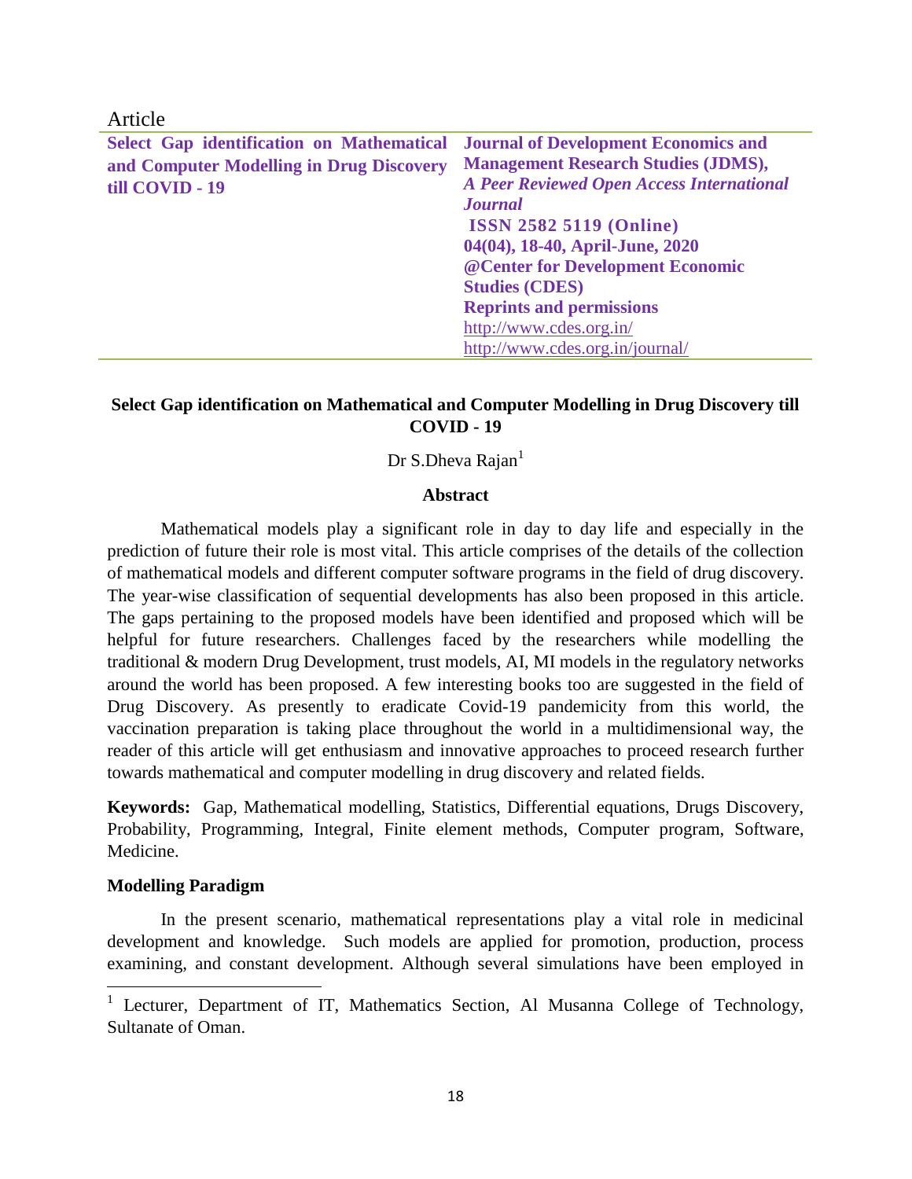Article

| Select Gap identification on Mathematical and Computer Modelling in Drug Discovery till COVID - 19 | **Journal of Development Economics and Management Research Studies (JDMS),** *A Peer Reviewed Open Access International Journal* **ISSN 2582 5119 (Online)** **04(04), 18-40, April-June, 2020** **@Center for Development Economic Studies (CDES)** **Reprints and permissions** http://www.cdes.org.in/ http://www.cdes.org.in/journal/ |
|---|---|

# Select Gap identification on Mathematical and Computer Modelling in Drug Discovery till COVID - 19

Dr S.Dheva Rajan[1]

## Abstract

Mathematical models play a significant role in day to day life and especially in the prediction of future their role is most vital. This article comprises of the details of the collection of mathematical models and different computer software programs in the field of drug discovery. The year-wise classification of sequential developments has also been proposed in this article. The gaps pertaining to the proposed models have been identified and proposed which will be helpful for future researchers. Challenges faced by the researchers while modelling the traditional & modern Drug Development, trust models, AI, MI models in the regulatory networks around the world has been proposed. A few interesting books too are suggested in the field of Drug Discovery. As presently to eradicate Covid-19 pandemicity from this world, the vaccination preparation is taking place throughout the world in a multidimensional way, the reader of this article will get enthusiasm and innovative approaches to proceed research further towards mathematical and computer modelling in drug discovery and related fields.

**Keywords:** Gap, Mathematical modelling, Statistics, Differential equations, Drugs Discovery, Probability, Programming, Integral, Finite element methods, Computer program, Software, Medicine.

## Modelling Paradigm

In the present scenario, mathematical representations play a vital role in medicinal development and knowledge. Such models are applied for promotion, production, process examining, and constant development. Although several simulations have been employed in

[1] Lecturer, Department of IT, Mathematics Section, Al Musanna College of Technology, Sultanate of Oman.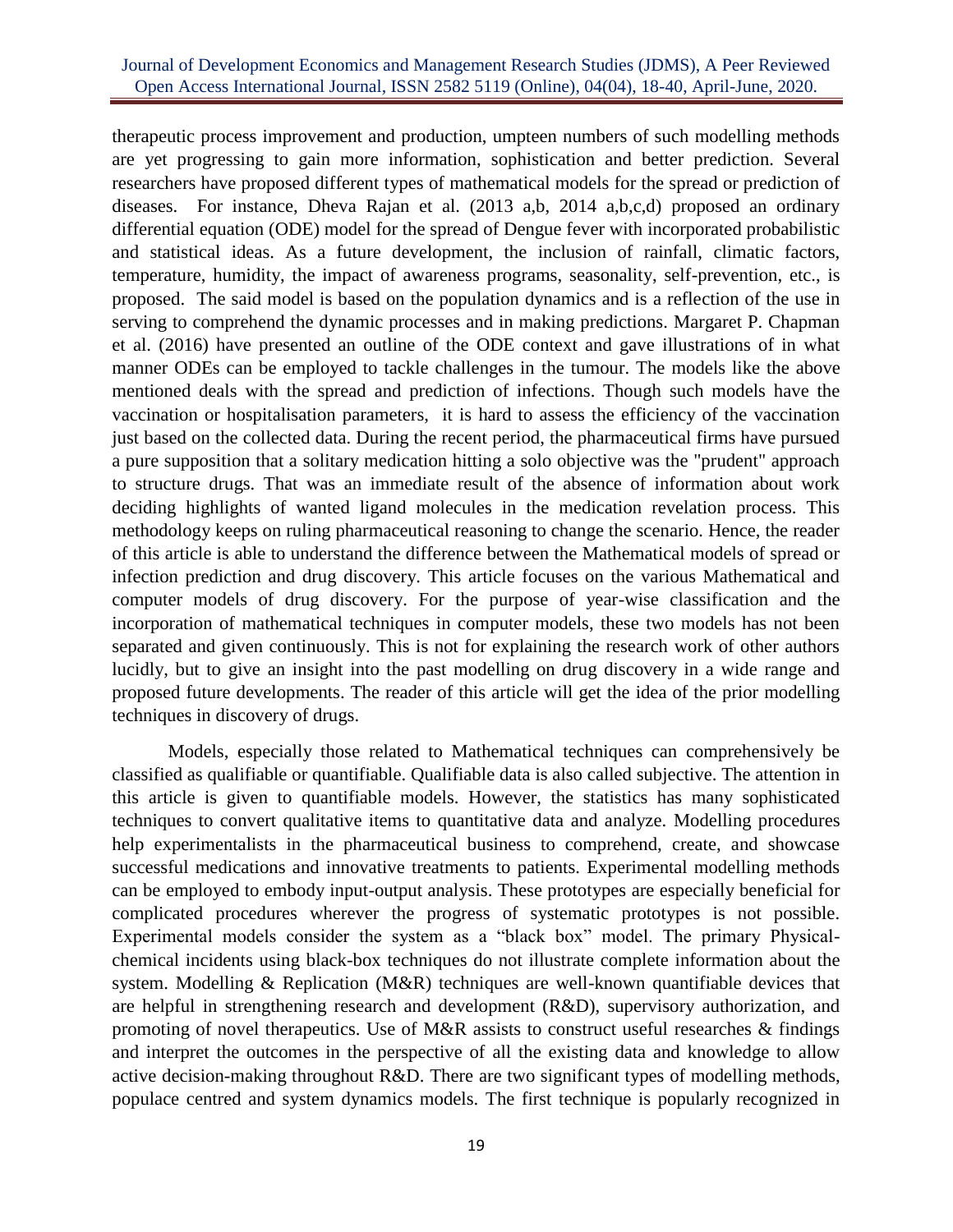therapeutic process improvement and production, umpteen numbers of such modelling methods are yet progressing to gain more information, sophistication and better prediction. Several researchers have proposed different types of mathematical models for the spread or prediction of diseases. For instance, Dheva Rajan et al. (2013 a,b, 2014 a,b,c,d) proposed an ordinary differential equation (ODE) model for the spread of Dengue fever with incorporated probabilistic and statistical ideas. As a future development, the inclusion of rainfall, climatic factors, temperature, humidity, the impact of awareness programs, seasonality, self-prevention, etc., is proposed. The said model is based on the population dynamics and is a reflection of the use in serving to comprehend the dynamic processes and in making predictions. Margaret P. Chapman et al. (2016) have presented an outline of the ODE context and gave illustrations of in what manner ODEs can be employed to tackle challenges in the tumour. The models like the above mentioned deals with the spread and prediction of infections. Though such models have the vaccination or hospitalisation parameters, it is hard to assess the efficiency of the vaccination just based on the collected data. During the recent period, the pharmaceutical firms have pursued a pure supposition that a solitary medication hitting a solo objective was the "prudent" approach to structure drugs. That was an immediate result of the absence of information about work deciding highlights of wanted ligand molecules in the medication revelation process. This methodology keeps on ruling pharmaceutical reasoning to change the scenario. Hence, the reader of this article is able to understand the difference between the Mathematical models of spread or infection prediction and drug discovery. This article focuses on the various Mathematical and computer models of drug discovery. For the purpose of year-wise classification and the incorporation of mathematical techniques in computer models, these two models has not been separated and given continuously. This is not for explaining the research work of other authors lucidly, but to give an insight into the past modelling on drug discovery in a wide range and proposed future developments. The reader of this article will get the idea of the prior modelling techniques in discovery of drugs.

Models, especially those related to Mathematical techniques can comprehensively be classified as qualifiable or quantifiable. Qualifiable data is also called subjective. The attention in this article is given to quantifiable models. However, the statistics has many sophisticated techniques to convert qualitative items to quantitative data and analyze. Modelling procedures help experimentalists in the pharmaceutical business to comprehend, create, and showcase successful medications and innovative treatments to patients. Experimental modelling methods can be employed to embody input-output analysis. These prototypes are especially beneficial for complicated procedures wherever the progress of systematic prototypes is not possible. Experimental models consider the system as a "black box" model. The primary Physical-chemical incidents using black-box techniques do not illustrate complete information about the system. Modelling & Replication (M&R) techniques are well-known quantifiable devices that are helpful in strengthening research and development (R&D), supervisory authorization, and promoting of novel therapeutics. Use of M&R assists to construct useful researches & findings and interpret the outcomes in the perspective of all the existing data and knowledge to allow active decision-making throughout R&D. There are two significant types of modelling methods, populace centred and system dynamics models. The first technique is popularly recognized in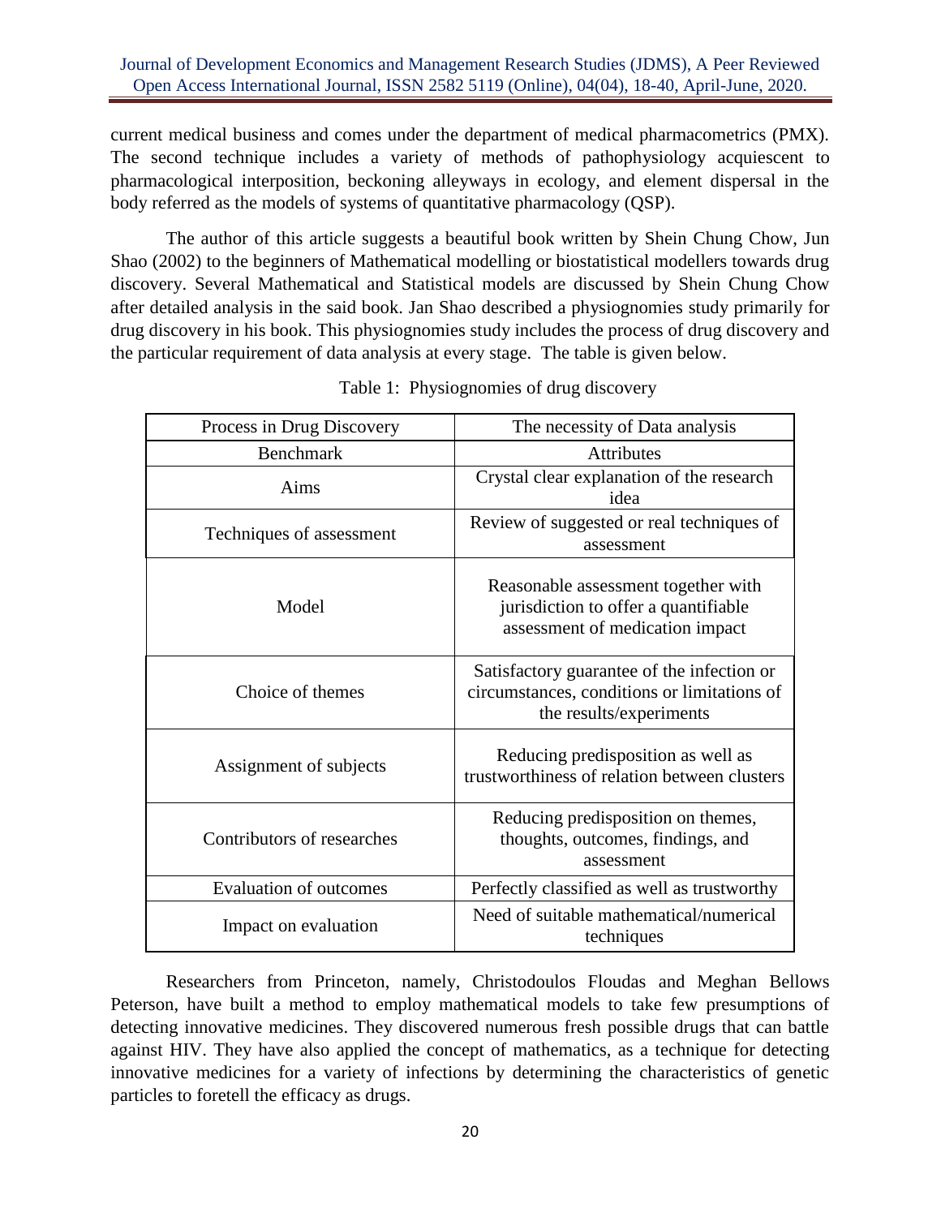current medical business and comes under the department of medical pharmacometrics (PMX). The second technique includes a variety of methods of pathophysiology acquiescent to pharmacological interposition, beckoning alleyways in ecology, and element dispersal in the body referred as the models of systems of quantitative pharmacology (QSP).

The author of this article suggests a beautiful book written by Shein Chung Chow, Jun Shao (2002) to the beginners of Mathematical modelling or biostatistical modellers towards drug discovery. Several Mathematical and Statistical models are discussed by Shein Chung Chow after detailed analysis in the said book. Jan Shao described a physiognomies study primarily for drug discovery in his book. This physiognomies study includes the process of drug discovery and the particular requirement of data analysis at every stage. The table is given below.

Table 1: Physiognomies of drug discovery

| Process in Drug Discovery | The necessity of Data analysis |
|---|---|
| Benchmark | Attributes |
| Aims | Crystal clear explanation of the research idea |
| Techniques of assessment | Review of suggested or real techniques of assessment |
| Model | Reasonable assessment together with jurisdiction to offer a quantifiable assessment of medication impact |
| Choice of themes | Satisfactory guarantee of the infection or circumstances, conditions or limitations of the results/experiments |
| Assignment of subjects | Reducing predisposition as well as trustworthiness of relation between clusters |
| Contributors of researches | Reducing predisposition on themes, thoughts, outcomes, findings, and assessment |
| Evaluation of outcomes | Perfectly classified as well as trustworthy |
| Impact on evaluation | Need of suitable mathematical/numerical techniques |

Researchers from Princeton, namely, Christodoulos Floudas and Meghan Bellows Peterson, have built a method to employ mathematical models to take few presumptions of detecting innovative medicines. They discovered numerous fresh possible drugs that can battle against HIV. They have also applied the concept of mathematics, as a technique for detecting innovative medicines for a variety of infections by determining the characteristics of genetic particles to foretell the efficacy as drugs.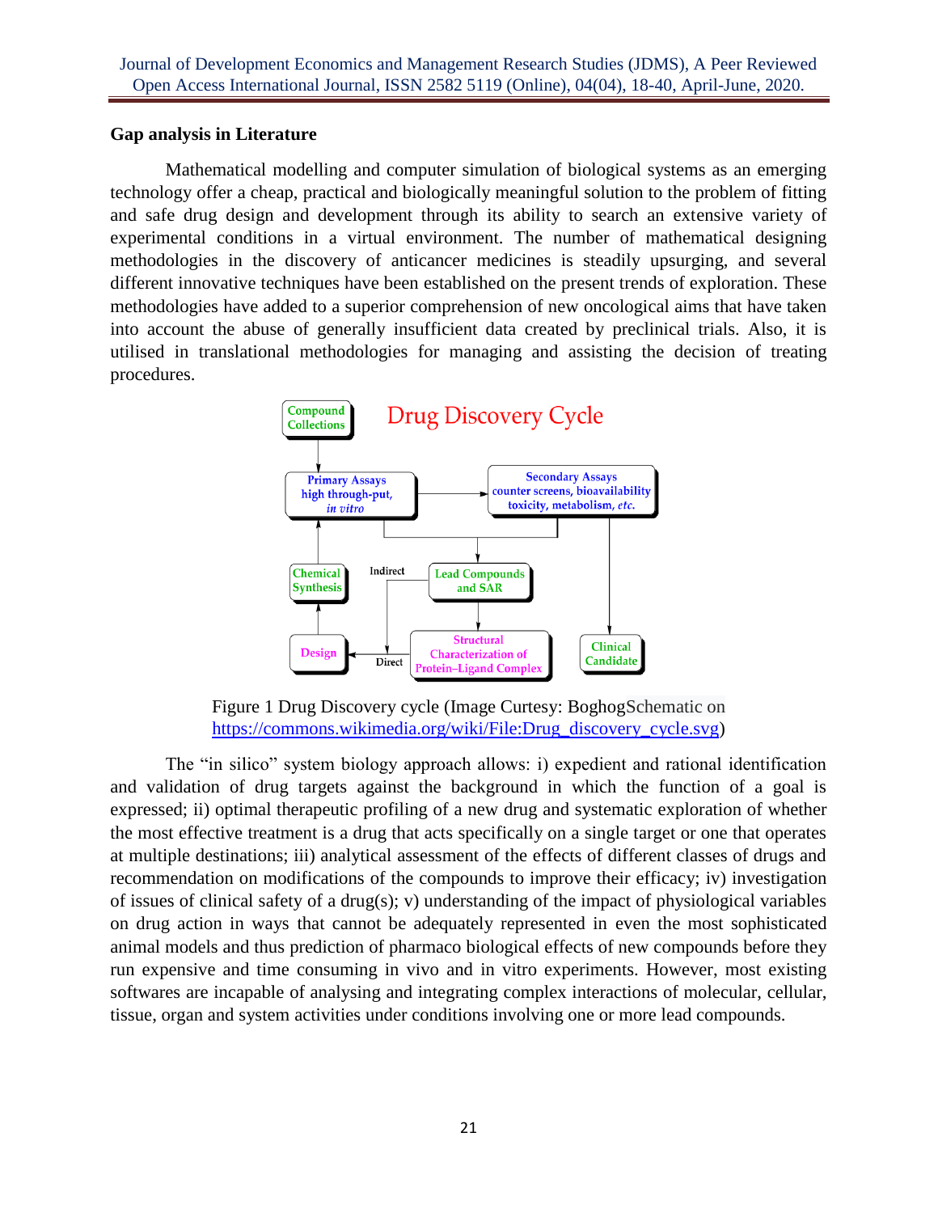### Gap analysis in Literature

Mathematical modelling and computer simulation of biological systems as an emerging technology offer a cheap, practical and biologically meaningful solution to the problem of fitting and safe drug design and development through its ability to search an extensive variety of experimental conditions in a virtual environment. The number of mathematical designing methodologies in the discovery of anticancer medicines is steadily upsurging, and several different innovative techniques have been established on the present trends of exploration. These methodologies have added to a superior comprehension of new oncological aims that have taken into account the abuse of generally insufficient data created by preclinical trials. Also, it is utilised in translational methodologies for managing and assisting the decision of treating procedures.

Figure 1 Drug Discovery cycle (Image Curtesy: BoghogSchematic on https://commons.wikimedia.org/wiki/File:Drug_discovery_cycle.svg)

The "in silico" system biology approach allows: i) expedient and rational identification and validation of drug targets against the background in which the function of a goal is expressed; ii) optimal therapeutic profiling of a new drug and systematic exploration of whether the most effective treatment is a drug that acts specifically on a single target or one that operates at multiple destinations; iii) analytical assessment of the effects of different classes of drugs and recommendation on modifications of the compounds to improve their efficacy; iv) investigation of issues of clinical safety of a drug(s); v) understanding of the impact of physiological variables on drug action in ways that cannot be adequately represented in even the most sophisticated animal models and thus prediction of pharmaco biological effects of new compounds before they run expensive and time consuming in vivo and in vitro experiments. However, most existing softwares are incapable of analysing and integrating complex interactions of molecular, cellular, tissue, organ and system activities under conditions involving one or more lead compounds.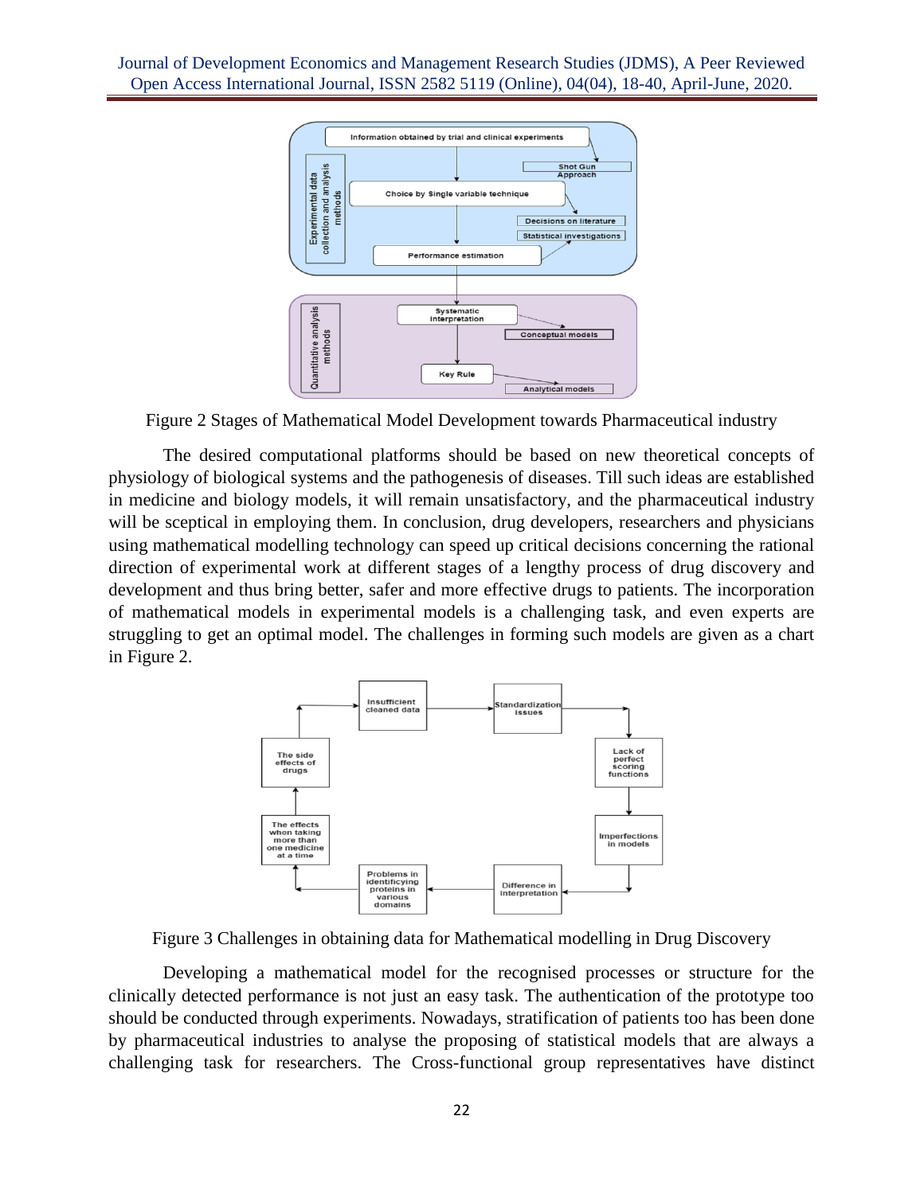Figure 2 Stages of Mathematical Model Development towards Pharmaceutical industry

The desired computational platforms should be based on new theoretical concepts of physiology of biological systems and the pathogenesis of diseases. Till such ideas are established in medicine and biology models, it will remain unsatisfactory, and the pharmaceutical industry will be sceptical in employing them. In conclusion, drug developers, researchers and physicians using mathematical modelling technology can speed up critical decisions concerning the rational direction of experimental work at different stages of a lengthy process of drug discovery and development and thus bring better, safer and more effective drugs to patients. The incorporation of mathematical models in experimental models is a challenging task, and even experts are struggling to get an optimal model. The challenges in forming such models are given as a chart in Figure 2.

Figure 3 Challenges in obtaining data for Mathematical modelling in Drug Discovery

Developing a mathematical model for the recognised processes or structure for the clinically detected performance is not just an easy task. The authentication of the prototype too should be conducted through experiments. Nowadays, stratification of patients too has been done by pharmaceutical industries to analyse the proposing of statistical models that are always a challenging task for researchers. The Cross-functional group representatives have distinct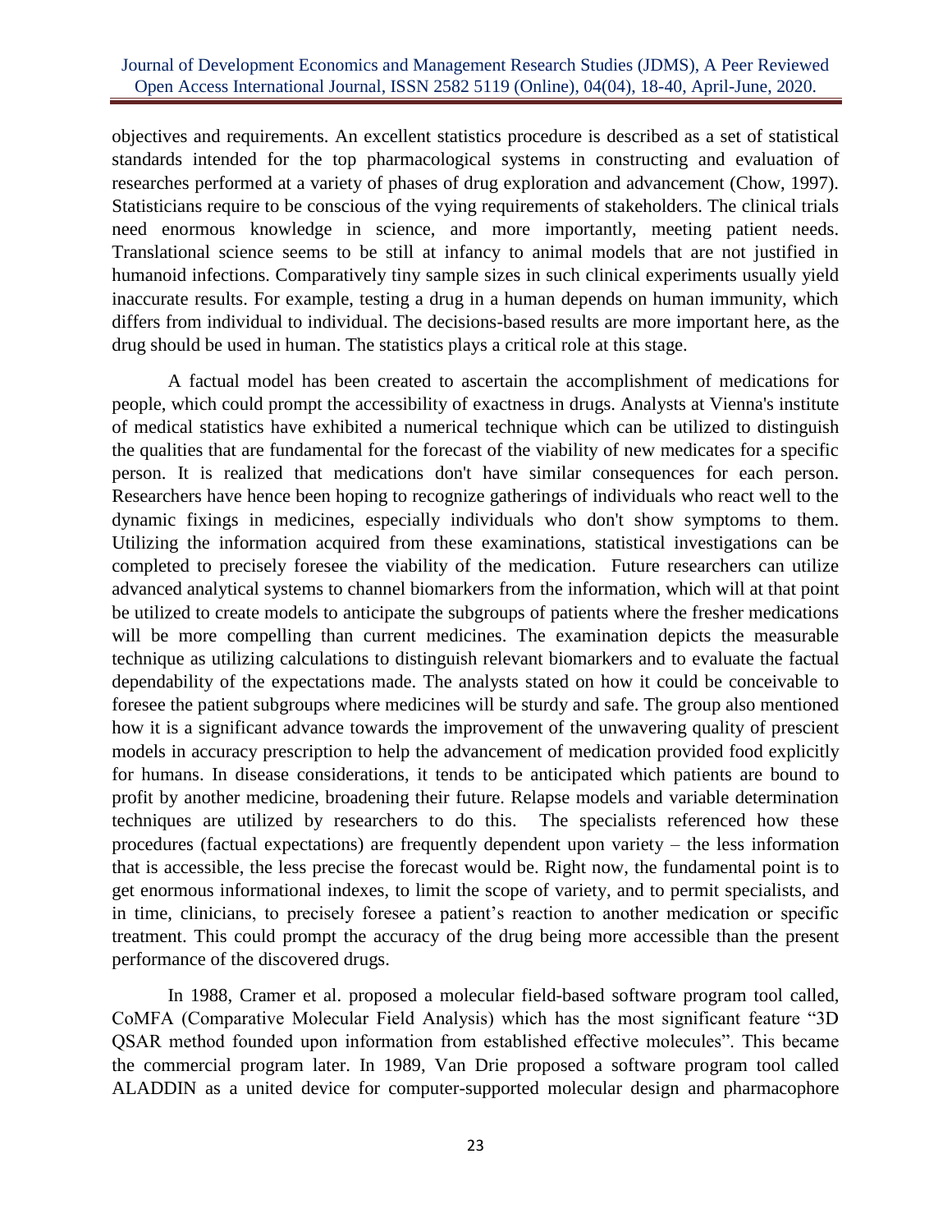objectives and requirements. An excellent statistics procedure is described as a set of statistical standards intended for the top pharmacological systems in constructing and evaluation of researches performed at a variety of phases of drug exploration and advancement (Chow, 1997). Statisticians require to be conscious of the vying requirements of stakeholders. The clinical trials need enormous knowledge in science, and more importantly, meeting patient needs. Translational science seems to be still at infancy to animal models that are not justified in humanoid infections. Comparatively tiny sample sizes in such clinical experiments usually yield inaccurate results. For example, testing a drug in a human depends on human immunity, which differs from individual to individual. The decisions-based results are more important here, as the drug should be used in human. The statistics plays a critical role at this stage.

A factual model has been created to ascertain the accomplishment of medications for people, which could prompt the accessibility of exactness in drugs. Analysts at Vienna's institute of medical statistics have exhibited a numerical technique which can be utilized to distinguish the qualities that are fundamental for the forecast of the viability of new medicates for a specific person. It is realized that medications don't have similar consequences for each person. Researchers have hence been hoping to recognize gatherings of individuals who react well to the dynamic fixings in medicines, especially individuals who don't show symptoms to them. Utilizing the information acquired from these examinations, statistical investigations can be completed to precisely foresee the viability of the medication. Future researchers can utilize advanced analytical systems to channel biomarkers from the information, which will at that point be utilized to create models to anticipate the subgroups of patients where the fresher medications will be more compelling than current medicines. The examination depicts the measurable technique as utilizing calculations to distinguish relevant biomarkers and to evaluate the factual dependability of the expectations made. The analysts stated on how it could be conceivable to foresee the patient subgroups where medicines will be sturdy and safe. The group also mentioned how it is a significant advance towards the improvement of the unwavering quality of prescient models in accuracy prescription to help the advancement of medication provided food explicitly for humans. In disease considerations, it tends to be anticipated which patients are bound to profit by another medicine, broadening their future. Relapse models and variable determination techniques are utilized by researchers to do this. The specialists referenced how these procedures (factual expectations) are frequently dependent upon variety – the less information that is accessible, the less precise the forecast would be. Right now, the fundamental point is to get enormous informational indexes, to limit the scope of variety, and to permit specialists, and in time, clinicians, to precisely foresee a patient's reaction to another medication or specific treatment. This could prompt the accuracy of the drug being more accessible than the present performance of the discovered drugs.

In 1988, Cramer et al. proposed a molecular field-based software program tool called, CoMFA (Comparative Molecular Field Analysis) which has the most significant feature "3D QSAR method founded upon information from established effective molecules". This became the commercial program later. In 1989, Van Drie proposed a software program tool called ALADDIN as a united device for computer-supported molecular design and pharmacophore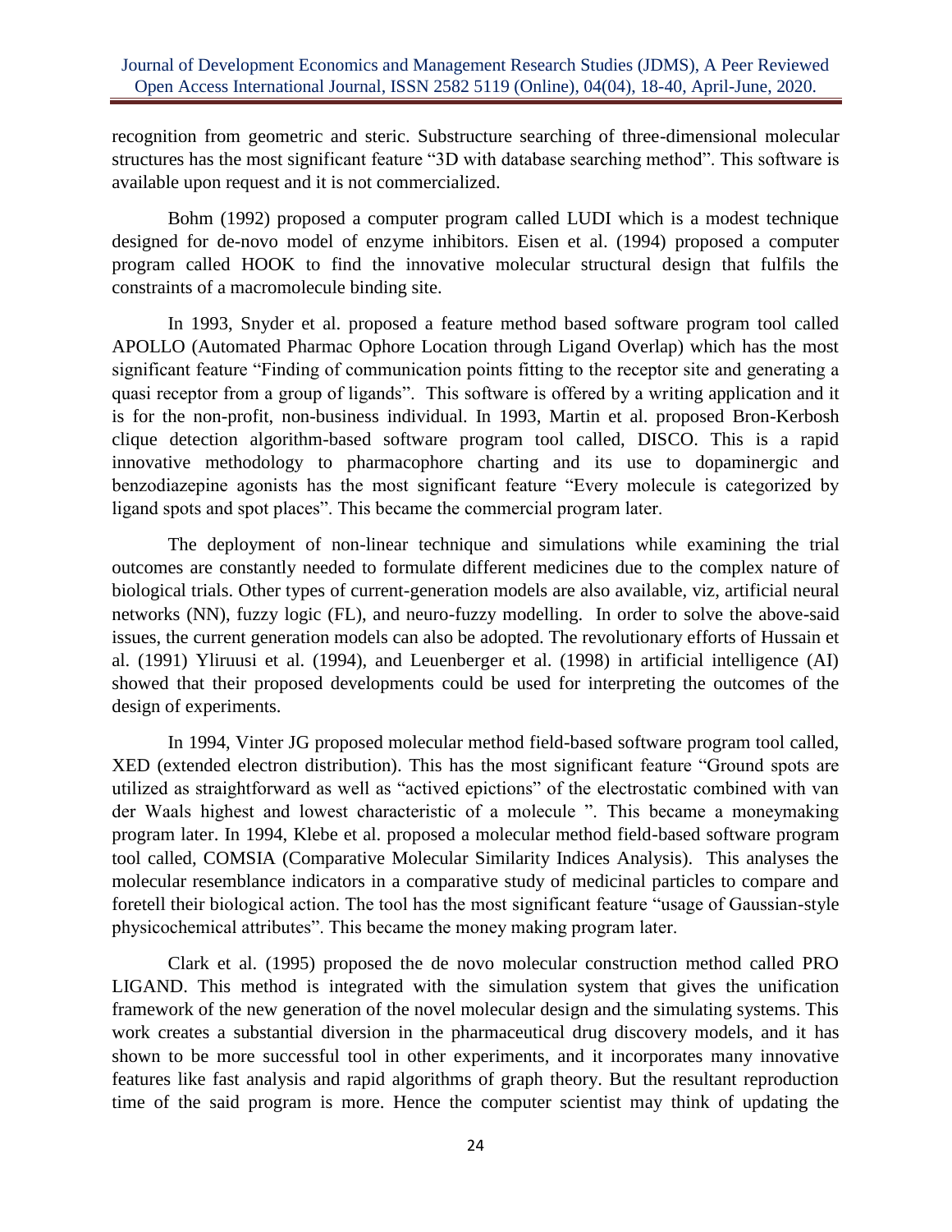recognition from geometric and steric. Substructure searching of three-dimensional molecular structures has the most significant feature "3D with database searching method". This software is available upon request and it is not commercialized.

Bohm (1992) proposed a computer program called LUDI which is a modest technique designed for de-novo model of enzyme inhibitors. Eisen et al. (1994) proposed a computer program called HOOK to find the innovative molecular structural design that fulfils the constraints of a macromolecule binding site.

In 1993, Snyder et al. proposed a feature method based software program tool called APOLLO (Automated Pharmac Ophore Location through Ligand Overlap) which has the most significant feature "Finding of communication points fitting to the receptor site and generating a quasi receptor from a group of ligands". This software is offered by a writing application and it is for the non-profit, non-business individual. In 1993, Martin et al. proposed Bron-Kerbosh clique detection algorithm-based software program tool called, DISCO. This is a rapid innovative methodology to pharmacophore charting and its use to dopaminergic and benzodiazepine agonists has the most significant feature "Every molecule is categorized by ligand spots and spot places". This became the commercial program later.

The deployment of non-linear technique and simulations while examining the trial outcomes are constantly needed to formulate different medicines due to the complex nature of biological trials. Other types of current-generation models are also available, viz, artificial neural networks (NN), fuzzy logic (FL), and neuro-fuzzy modelling. In order to solve the above-said issues, the current generation models can also be adopted. The revolutionary efforts of Hussain et al. (1991) Yliruusi et al. (1994), and Leuenberger et al. (1998) in artificial intelligence (AI) showed that their proposed developments could be used for interpreting the outcomes of the design of experiments.

In 1994, Vinter JG proposed molecular method field-based software program tool called, XED (extended electron distribution). This has the most significant feature "Ground spots are utilized as straightforward as well as "actived epictions" of the electrostatic combined with van der Waals highest and lowest characteristic of a molecule ". This became a moneymaking program later. In 1994, Klebe et al. proposed a molecular method field-based software program tool called, COMSIA (Comparative Molecular Similarity Indices Analysis). This analyses the molecular resemblance indicators in a comparative study of medicinal particles to compare and foretell their biological action. The tool has the most significant feature "usage of Gaussian-style physicochemical attributes". This became the money making program later.

Clark et al. (1995) proposed the de novo molecular construction method called PRO LIGAND. This method is integrated with the simulation system that gives the unification framework of the new generation of the novel molecular design and the simulating systems. This work creates a substantial diversion in the pharmaceutical drug discovery models, and it has shown to be more successful tool in other experiments, and it incorporates many innovative features like fast analysis and rapid algorithms of graph theory. But the resultant reproduction time of the said program is more. Hence the computer scientist may think of updating the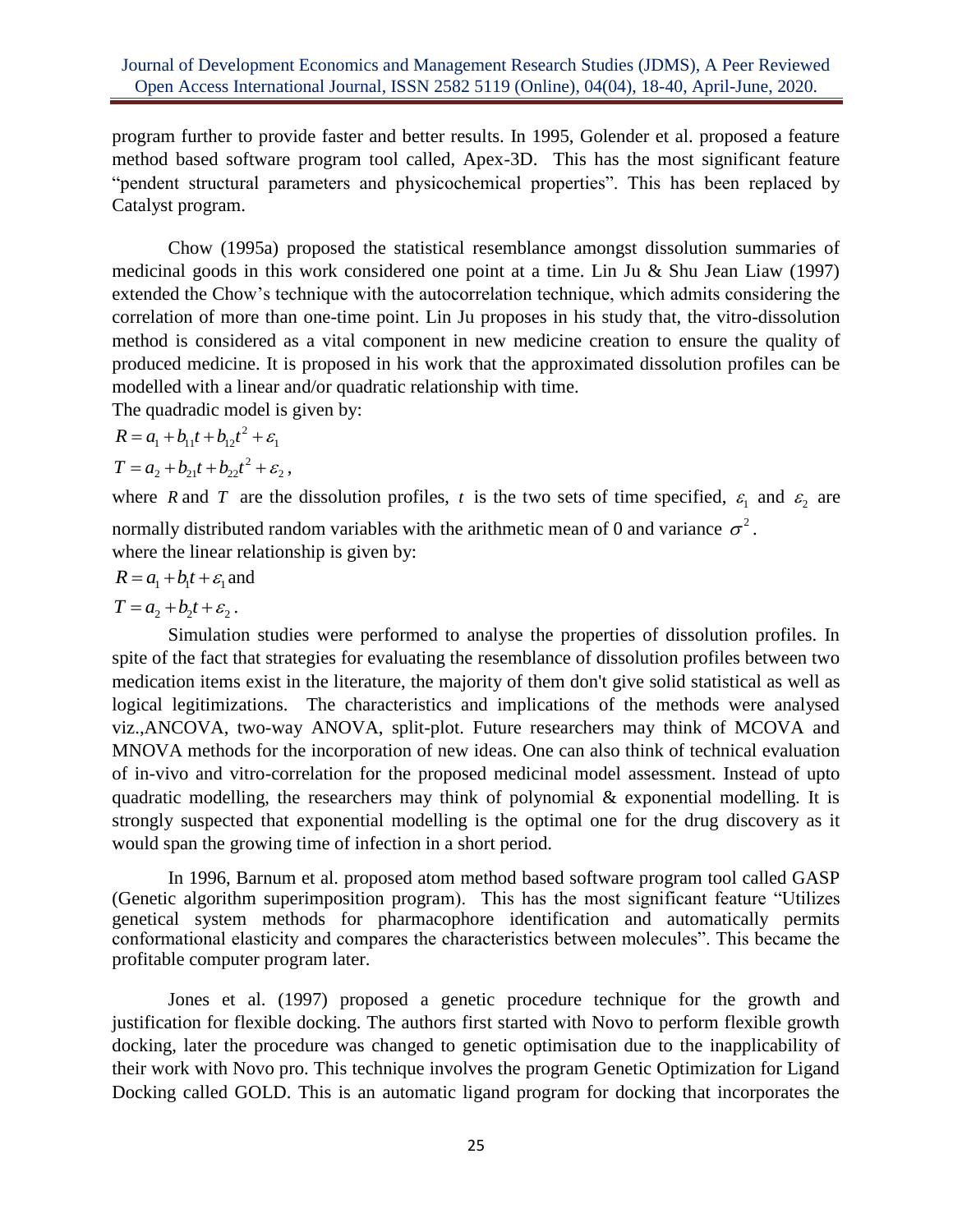program further to provide faster and better results. In 1995, Golender et al. proposed a feature method based software program tool called, Apex-3D. This has the most significant feature "pendent structural parameters and physicochemical properties". This has been replaced by Catalyst program.

Chow (1995a) proposed the statistical resemblance amongst dissolution summaries of medicinal goods in this work considered one point at a time. Lin Ju & Shu Jean Liaw (1997) extended the Chow's technique with the autocorrelation technique, which admits considering the correlation of more than one-time point. Lin Ju proposes in his study that, the vitro-dissolution method is considered as a vital component in new medicine creation to ensure the quality of produced medicine. It is proposed in his work that the approximated dissolution profiles can be modelled with a linear and/or quadratic relationship with time.

The quadradic model is given by:

$$R = a_1 + b_{11}t + b_{12}t^2 + \varepsilon_1$$

$$T = a_2 + b_{21}t + b_{22}t^2 + \varepsilon_2,$$

where $R$ and $T$ are the dissolution profiles, $t$ is the two sets of time specified, $\varepsilon_1$ and $\varepsilon_2$ are normally distributed random variables with the arithmetic mean of 0 and variance $\sigma^2$.

where the linear relationship is given by:

$$R = a_1 + b_1 t + \varepsilon_1 \text{ and}$$

$$T = a_2 + b_2 t + \varepsilon_2.$$

Simulation studies were performed to analyse the properties of dissolution profiles. In spite of the fact that strategies for evaluating the resemblance of dissolution profiles between two medication items exist in the literature, the majority of them don't give solid statistical as well as logical legitimizations. The characteristics and implications of the methods were analysed viz.,ANCOVA, two-way ANOVA, split-plot. Future researchers may think of MCOVA and MNOVA methods for the incorporation of new ideas. One can also think of technical evaluation of in-vivo and vitro-correlation for the proposed medicinal model assessment. Instead of upto quadratic modelling, the researchers may think of polynomial & exponential modelling. It is strongly suspected that exponential modelling is the optimal one for the drug discovery as it would span the growing time of infection in a short period.

In 1996, Barnum et al. proposed atom method based software program tool called GASP (Genetic algorithm superimposition program). This has the most significant feature "Utilizes genetical system methods for pharmacophore identification and automatically permits conformational elasticity and compares the characteristics between molecules". This became the profitable computer program later.

Jones et al. (1997) proposed a genetic procedure technique for the growth and justification for flexible docking. The authors first started with Novo to perform flexible growth docking, later the procedure was changed to genetic optimisation due to the inapplicability of their work with Novo pro. This technique involves the program Genetic Optimization for Ligand Docking called GOLD. This is an automatic ligand program for docking that incorporates the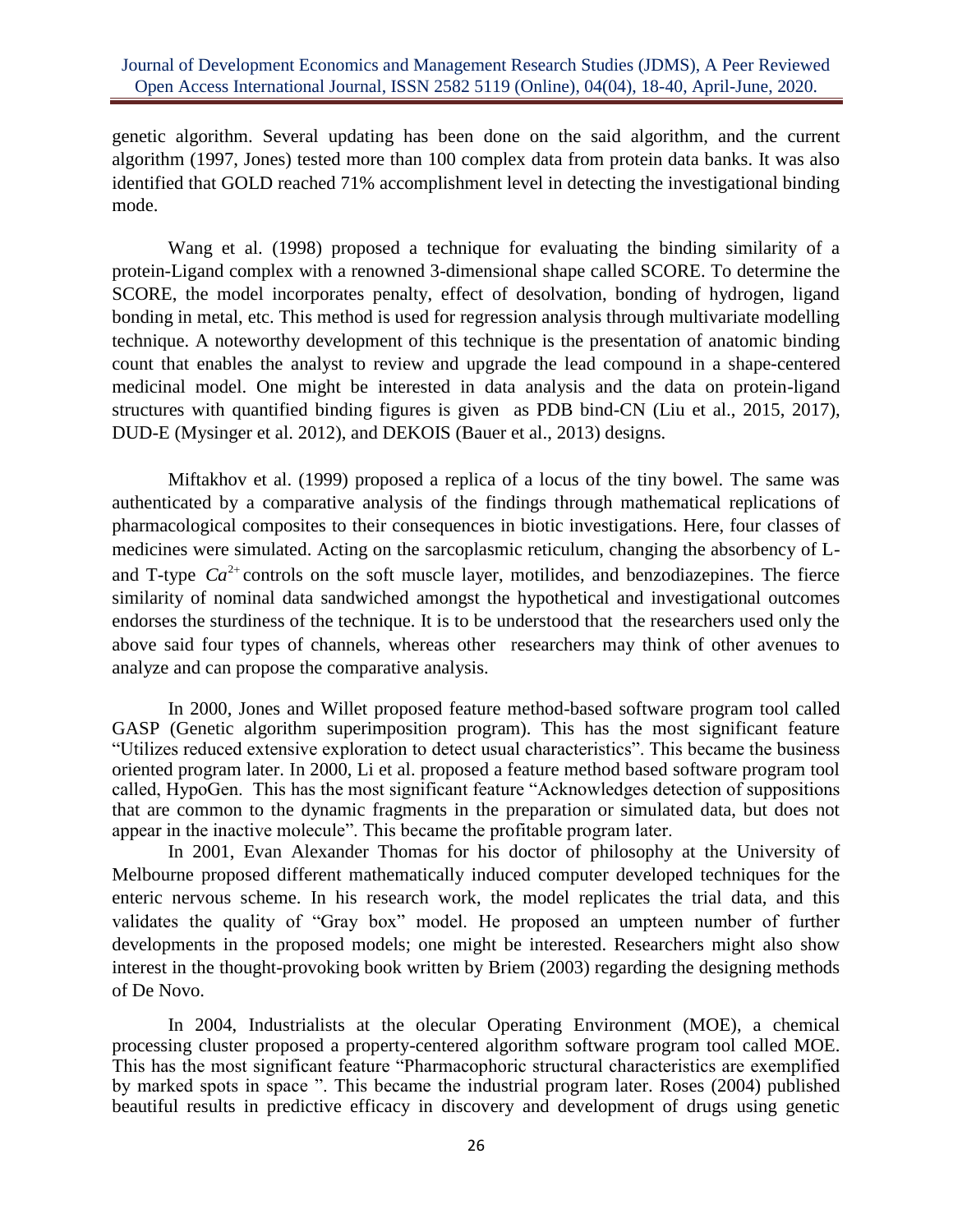genetic algorithm. Several updating has been done on the said algorithm, and the current algorithm (1997, Jones) tested more than 100 complex data from protein data banks. It was also identified that GOLD reached 71% accomplishment level in detecting the investigational binding mode.

Wang et al. (1998) proposed a technique for evaluating the binding similarity of a protein-Ligand complex with a renowned 3-dimensional shape called SCORE. To determine the SCORE, the model incorporates penalty, effect of desolvation, bonding of hydrogen, ligand bonding in metal, etc. This method is used for regression analysis through multivariate modelling technique. A noteworthy development of this technique is the presentation of anatomic binding count that enables the analyst to review and upgrade the lead compound in a shape-centered medicinal model. One might be interested in data analysis and the data on protein-ligand structures with quantified binding figures is given as PDB bind-CN (Liu et al., 2015, 2017), DUD-E (Mysinger et al. 2012), and DEKOIS (Bauer et al., 2013) designs.

Miftakhov et al. (1999) proposed a replica of a locus of the tiny bowel. The same was authenticated by a comparative analysis of the findings through mathematical replications of pharmacological composites to their consequences in biotic investigations. Here, four classes of medicines were simulated. Acting on the sarcoplasmic reticulum, changing the absorbency of L- and T-type $Ca^{2+}$ controls on the soft muscle layer, motilides, and benzodiazepines. The fierce similarity of nominal data sandwiched amongst the hypothetical and investigational outcomes endorses the sturdiness of the technique. It is to be understood that the researchers used only the above said four types of channels, whereas other researchers may think of other avenues to analyze and can propose the comparative analysis.

In 2000, Jones and Willet proposed feature method-based software program tool called GASP (Genetic algorithm superimposition program). This has the most significant feature "Utilizes reduced extensive exploration to detect usual characteristics". This became the business oriented program later. In 2000, Li et al. proposed a feature method based software program tool called, HypoGen. This has the most significant feature "Acknowledges detection of suppositions that are common to the dynamic fragments in the preparation or simulated data, but does not appear in the inactive molecule". This became the profitable program later.

In 2001, Evan Alexander Thomas for his doctor of philosophy at the University of Melbourne proposed different mathematically induced computer developed techniques for the enteric nervous scheme. In his research work, the model replicates the trial data, and this validates the quality of "Gray box" model. He proposed an umpteen number of further developments in the proposed models; one might be interested. Researchers might also show interest in the thought-provoking book written by Briem (2003) regarding the designing methods of De Novo.

In 2004, Industrialists at the olecular Operating Environment (MOE), a chemical processing cluster proposed a property-centered algorithm software program tool called MOE. This has the most significant feature "Pharmacophoric structural characteristics are exemplified by marked spots in space ". This became the industrial program later. Roses (2004) published beautiful results in predictive efficacy in discovery and development of drugs using genetic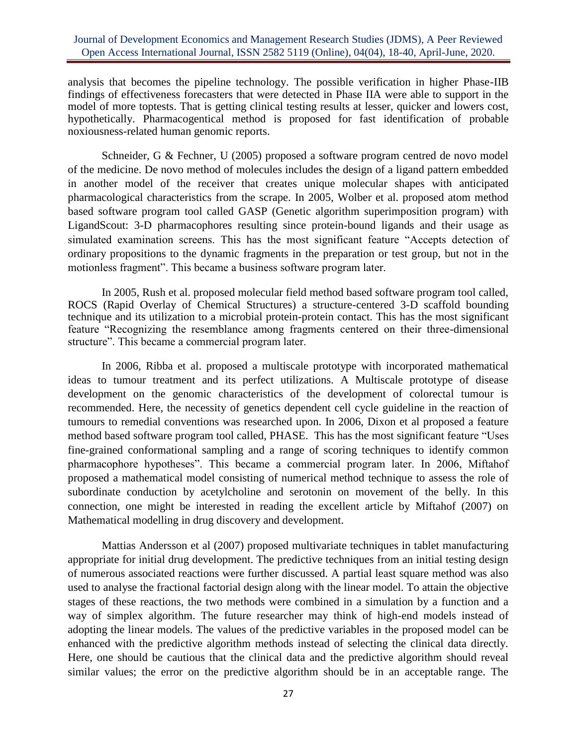analysis that becomes the pipeline technology. The possible verification in higher Phase-IIB findings of effectiveness forecasters that were detected in Phase IIA were able to support in the model of more toptests. That is getting clinical testing results at lesser, quicker and lowers cost, hypothetically. Pharmacogentical method is proposed for fast identification of probable noxiousness-related human genomic reports.

Schneider, G & Fechner, U (2005) proposed a software program centred de novo model of the medicine. De novo method of molecules includes the design of a ligand pattern embedded in another model of the receiver that creates unique molecular shapes with anticipated pharmacological characteristics from the scrape. In 2005, Wolber et al. proposed atom method based software program tool called GASP (Genetic algorithm superimposition program) with LigandScout: 3-D pharmacophores resulting since protein-bound ligands and their usage as simulated examination screens. This has the most significant feature "Accepts detection of ordinary propositions to the dynamic fragments in the preparation or test group, but not in the motionless fragment". This became a business software program later.

In 2005, Rush et al. proposed molecular field method based software program tool called, ROCS (Rapid Overlay of Chemical Structures) a structure-centered 3-D scaffold bounding technique and its utilization to a microbial protein-protein contact. This has the most significant feature "Recognizing the resemblance among fragments centered on their three-dimensional structure". This became a commercial program later.

In 2006, Ribba et al. proposed a multiscale prototype with incorporated mathematical ideas to tumour treatment and its perfect utilizations. A Multiscale prototype of disease development on the genomic characteristics of the development of colorectal tumour is recommended. Here, the necessity of genetics dependent cell cycle guideline in the reaction of tumours to remedial conventions was researched upon. In 2006, Dixon et al proposed a feature method based software program tool called, PHASE. This has the most significant feature "Uses fine-grained conformational sampling and a range of scoring techniques to identify common pharmacophore hypotheses". This became a commercial program later. In 2006, Miftahof proposed a mathematical model consisting of numerical method technique to assess the role of subordinate conduction by acetylcholine and serotonin on movement of the belly. In this connection, one might be interested in reading the excellent article by Miftahof (2007) on Mathematical modelling in drug discovery and development.

Mattias Andersson et al (2007) proposed multivariate techniques in tablet manufacturing appropriate for initial drug development. The predictive techniques from an initial testing design of numerous associated reactions were further discussed. A partial least square method was also used to analyse the fractional factorial design along with the linear model. To attain the objective stages of these reactions, the two methods were combined in a simulation by a function and a way of simplex algorithm. The future researcher may think of high-end models instead of adopting the linear models. The values of the predictive variables in the proposed model can be enhanced with the predictive algorithm methods instead of selecting the clinical data directly. Here, one should be cautious that the clinical data and the predictive algorithm should reveal similar values; the error on the predictive algorithm should be in an acceptable range. The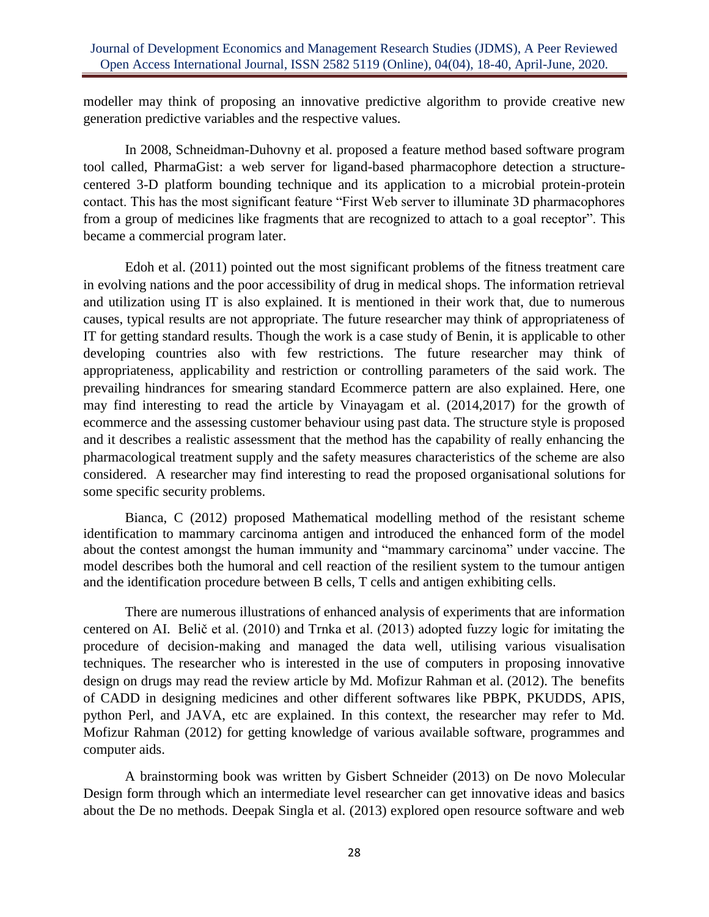modeller may think of proposing an innovative predictive algorithm to provide creative new generation predictive variables and the respective values.

In 2008, Schneidman-Duhovny et al. proposed a feature method based software program tool called, PharmaGist: a web server for ligand-based pharmacophore detection a structure-centered 3-D platform bounding technique and its application to a microbial protein-protein contact. This has the most significant feature "First Web server to illuminate 3D pharmacophores from a group of medicines like fragments that are recognized to attach to a goal receptor". This became a commercial program later.

Edoh et al. (2011) pointed out the most significant problems of the fitness treatment care in evolving nations and the poor accessibility of drug in medical shops. The information retrieval and utilization using IT is also explained. It is mentioned in their work that, due to numerous causes, typical results are not appropriate. The future researcher may think of appropriateness of IT for getting standard results. Though the work is a case study of Benin, it is applicable to other developing countries also with few restrictions. The future researcher may think of appropriateness, applicability and restriction or controlling parameters of the said work. The prevailing hindrances for smearing standard Ecommerce pattern are also explained. Here, one may find interesting to read the article by Vinayagam et al. (2014,2017) for the growth of ecommerce and the assessing customer behaviour using past data. The structure style is proposed and it describes a realistic assessment that the method has the capability of really enhancing the pharmacological treatment supply and the safety measures characteristics of the scheme are also considered. A researcher may find interesting to read the proposed organisational solutions for some specific security problems.

Bianca, C (2012) proposed Mathematical modelling method of the resistant scheme identification to mammary carcinoma antigen and introduced the enhanced form of the model about the contest amongst the human immunity and "mammary carcinoma" under vaccine. The model describes both the humoral and cell reaction of the resilient system to the tumour antigen and the identification procedure between B cells, T cells and antigen exhibiting cells.

There are numerous illustrations of enhanced analysis of experiments that are information centered on AI. Belič et al. (2010) and Trnka et al. (2013) adopted fuzzy logic for imitating the procedure of decision-making and managed the data well, utilising various visualisation techniques. The researcher who is interested in the use of computers in proposing innovative design on drugs may read the review article by Md. Mofizur Rahman et al. (2012). The benefits of CADD in designing medicines and other different softwares like PBPK, PKUDDS, APIS, python Perl, and JAVA, etc are explained. In this context, the researcher may refer to Md. Mofizur Rahman (2012) for getting knowledge of various available software, programmes and computer aids.

A brainstorming book was written by Gisbert Schneider (2013) on De novo Molecular Design form through which an intermediate level researcher can get innovative ideas and basics about the De no methods. Deepak Singla et al. (2013) explored open resource software and web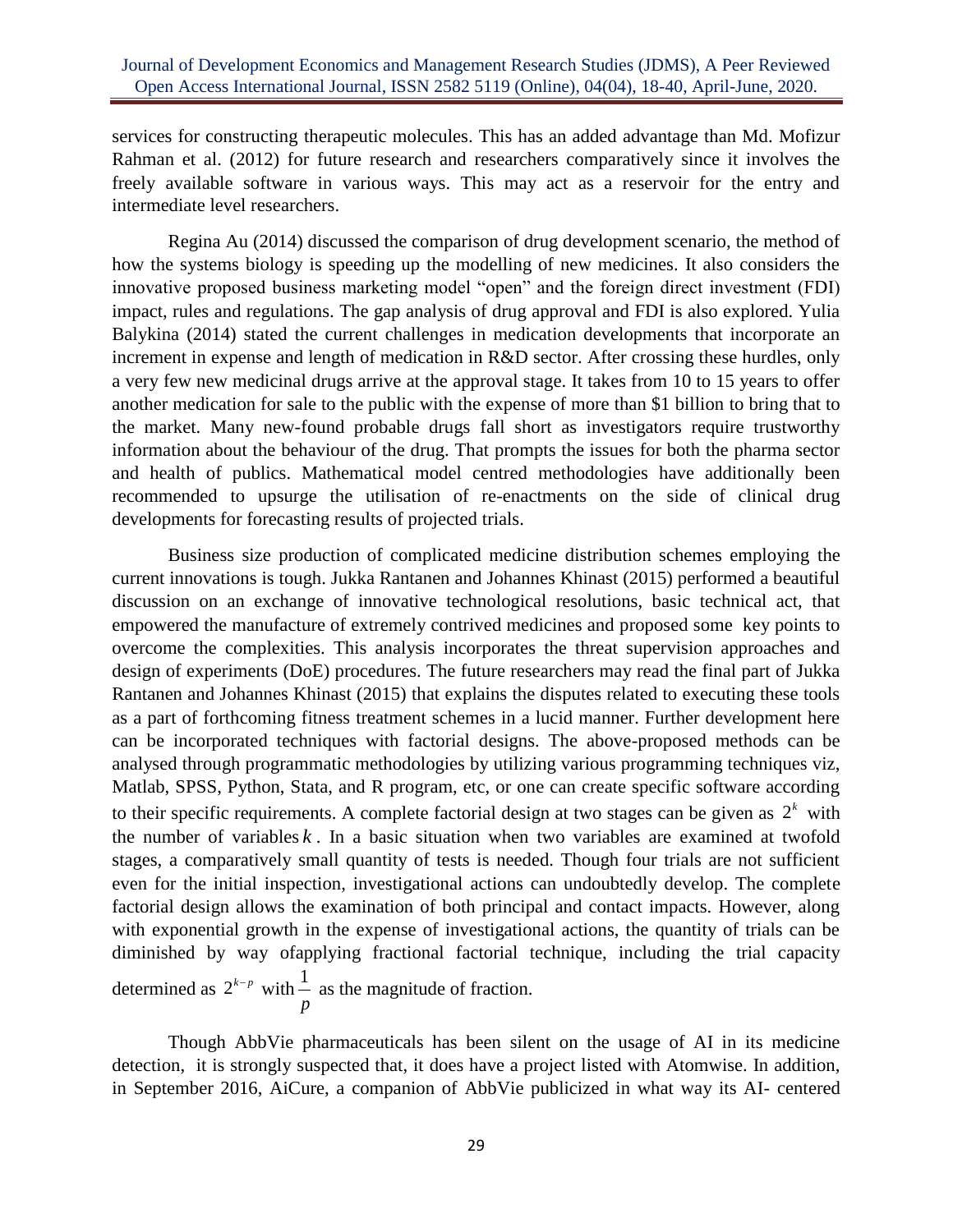services for constructing therapeutic molecules. This has an added advantage than Md. Mofizur Rahman et al. (2012) for future research and researchers comparatively since it involves the freely available software in various ways. This may act as a reservoir for the entry and intermediate level researchers.

Regina Au (2014) discussed the comparison of drug development scenario, the method of how the systems biology is speeding up the modelling of new medicines. It also considers the innovative proposed business marketing model "open" and the foreign direct investment (FDI) impact, rules and regulations. The gap analysis of drug approval and FDI is also explored. Yulia Balykina (2014) stated the current challenges in medication developments that incorporate an increment in expense and length of medication in R&D sector. After crossing these hurdles, only a very few new medicinal drugs arrive at the approval stage. It takes from 10 to 15 years to offer another medication for sale to the public with the expense of more than $1 billion to bring that to the market. Many new-found probable drugs fall short as investigators require trustworthy information about the behaviour of the drug. That prompts the issues for both the pharma sector and health of publics. Mathematical model centred methodologies have additionally been recommended to upsurge the utilisation of re-enactments on the side of clinical drug developments for forecasting results of projected trials.

Business size production of complicated medicine distribution schemes employing the current innovations is tough. Jukka Rantanen and Johannes Khinast (2015) performed a beautiful discussion on an exchange of innovative technological resolutions, basic technical act, that empowered the manufacture of extremely contrived medicines and proposed some key points to overcome the complexities. This analysis incorporates the threat supervision approaches and design of experiments (DoE) procedures. The future researchers may read the final part of Jukka Rantanen and Johannes Khinast (2015) that explains the disputes related to executing these tools as a part of forthcoming fitness treatment schemes in a lucid manner. Further development here can be incorporated techniques with factorial designs. The above-proposed methods can be analysed through programmatic methodologies by utilizing various programming techniques viz, Matlab, SPSS, Python, Stata, and R program, etc, or one can create specific software according to their specific requirements. A complete factorial design at two stages can be given as $2^k$ with the number of variables $k$. In a basic situation when two variables are examined at twofold stages, a comparatively small quantity of tests is needed. Though four trials are not sufficient even for the initial inspection, investigational actions can undoubtedly develop. The complete factorial design allows the examination of both principal and contact impacts. However, along with exponential growth in the expense of investigational actions, the quantity of trials can be diminished by way ofapplying fractional factorial technique, including the trial capacity determined as $2^{k-p}$ with $\frac{1}{p}$ as the magnitude of fraction.

Though AbbVie pharmaceuticals has been silent on the usage of AI in its medicine detection, it is strongly suspected that, it does have a project listed with Atomwise. In addition, in September 2016, AiCure, a companion of AbbVie publicized in what way its AI- centered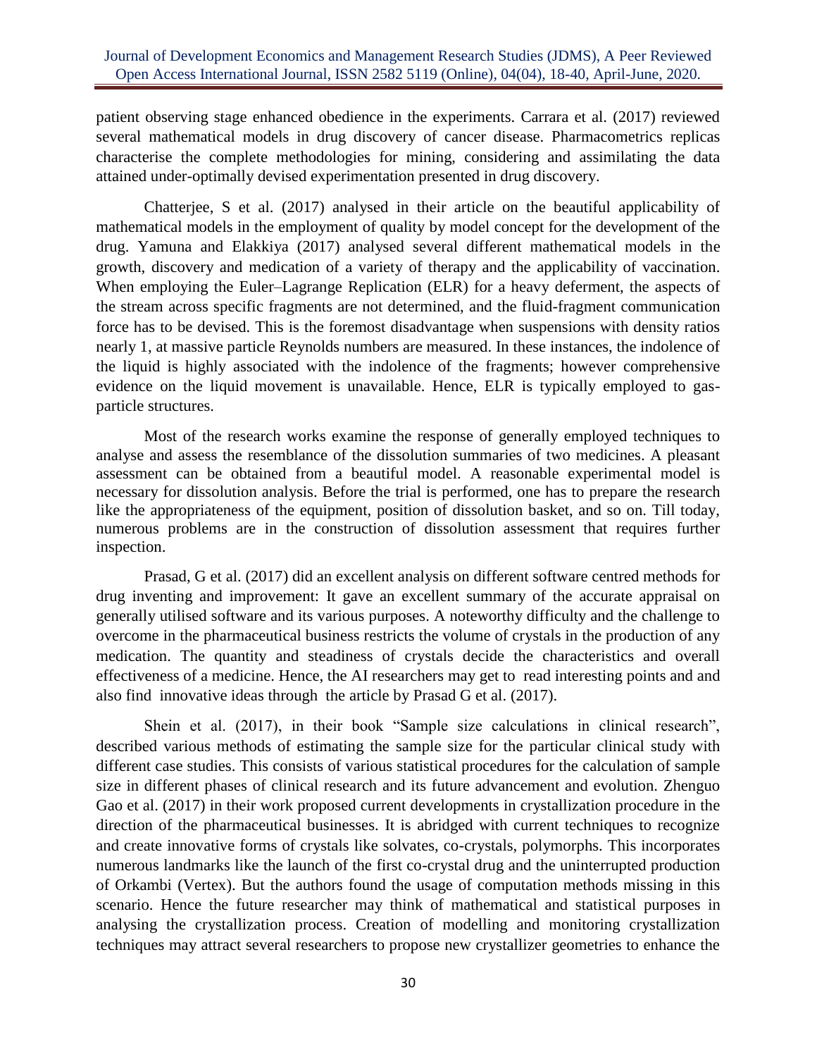patient observing stage enhanced obedience in the experiments. Carrara et al. (2017) reviewed several mathematical models in drug discovery of cancer disease. Pharmacometrics replicas characterise the complete methodologies for mining, considering and assimilating the data attained under-optimally devised experimentation presented in drug discovery.

Chatterjee, S et al. (2017) analysed in their article on the beautiful applicability of mathematical models in the employment of quality by model concept for the development of the drug. Yamuna and Elakkiya (2017) analysed several different mathematical models in the growth, discovery and medication of a variety of therapy and the applicability of vaccination. When employing the Euler–Lagrange Replication (ELR) for a heavy deferment, the aspects of the stream across specific fragments are not determined, and the fluid-fragment communication force has to be devised. This is the foremost disadvantage when suspensions with density ratios nearly 1, at massive particle Reynolds numbers are measured. In these instances, the indolence of the liquid is highly associated with the indolence of the fragments; however comprehensive evidence on the liquid movement is unavailable. Hence, ELR is typically employed to gas-particle structures.

Most of the research works examine the response of generally employed techniques to analyse and assess the resemblance of the dissolution summaries of two medicines. A pleasant assessment can be obtained from a beautiful model. A reasonable experimental model is necessary for dissolution analysis. Before the trial is performed, one has to prepare the research like the appropriateness of the equipment, position of dissolution basket, and so on. Till today, numerous problems are in the construction of dissolution assessment that requires further inspection.

Prasad, G et al. (2017) did an excellent analysis on different software centred methods for drug inventing and improvement: It gave an excellent summary of the accurate appraisal on generally utilised software and its various purposes. A noteworthy difficulty and the challenge to overcome in the pharmaceutical business restricts the volume of crystals in the production of any medication. The quantity and steadiness of crystals decide the characteristics and overall effectiveness of a medicine. Hence, the AI researchers may get to read interesting points and and also find innovative ideas through the article by Prasad G et al. (2017).

Shein et al. (2017), in their book "Sample size calculations in clinical research", described various methods of estimating the sample size for the particular clinical study with different case studies. This consists of various statistical procedures for the calculation of sample size in different phases of clinical research and its future advancement and evolution. Zhenguo Gao et al. (2017) in their work proposed current developments in crystallization procedure in the direction of the pharmaceutical businesses. It is abridged with current techniques to recognize and create innovative forms of crystals like solvates, co-crystals, polymorphs. This incorporates numerous landmarks like the launch of the first co-crystal drug and the uninterrupted production of Orkambi (Vertex). But the authors found the usage of computation methods missing in this scenario. Hence the future researcher may think of mathematical and statistical purposes in analysing the crystallization process. Creation of modelling and monitoring crystallization techniques may attract several researchers to propose new crystallizer geometries to enhance the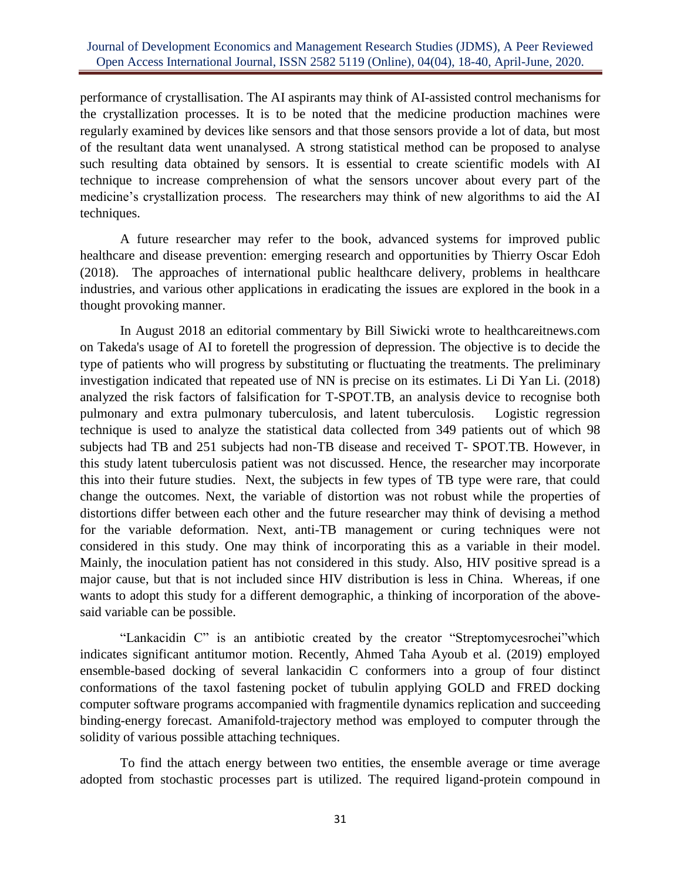performance of crystallisation. The AI aspirants may think of AI-assisted control mechanisms for the crystallization processes. It is to be noted that the medicine production machines were regularly examined by devices like sensors and that those sensors provide a lot of data, but most of the resultant data went unanalysed. A strong statistical method can be proposed to analyse such resulting data obtained by sensors. It is essential to create scientific models with AI technique to increase comprehension of what the sensors uncover about every part of the medicine's crystallization process. The researchers may think of new algorithms to aid the AI techniques.

A future researcher may refer to the book, advanced systems for improved public healthcare and disease prevention: emerging research and opportunities by Thierry Oscar Edoh (2018). The approaches of international public healthcare delivery, problems in healthcare industries, and various other applications in eradicating the issues are explored in the book in a thought provoking manner.

In August 2018 an editorial commentary by Bill Siwicki wrote to healthcareitnews.com on Takeda's usage of AI to foretell the progression of depression. The objective is to decide the type of patients who will progress by substituting or fluctuating the treatments. The preliminary investigation indicated that repeated use of NN is precise on its estimates. Li Di Yan Li. (2018) analyzed the risk factors of falsification for T-SPOT.TB, an analysis device to recognise both pulmonary and extra pulmonary tuberculosis, and latent tuberculosis. Logistic regression technique is used to analyze the statistical data collected from 349 patients out of which 98 subjects had TB and 251 subjects had non-TB disease and received T- SPOT.TB. However, in this study latent tuberculosis patient was not discussed. Hence, the researcher may incorporate this into their future studies. Next, the subjects in few types of TB type were rare, that could change the outcomes. Next, the variable of distortion was not robust while the properties of distortions differ between each other and the future researcher may think of devising a method for the variable deformation. Next, anti-TB management or curing techniques were not considered in this study. One may think of incorporating this as a variable in their model. Mainly, the inoculation patient has not considered in this study. Also, HIV positive spread is a major cause, but that is not included since HIV distribution is less in China. Whereas, if one wants to adopt this study for a different demographic, a thinking of incorporation of the above-said variable can be possible.

"Lankacidin C" is an antibiotic created by the creator "Streptomycesrochei"which indicates significant antitumor motion. Recently, Ahmed Taha Ayoub et al. (2019) employed ensemble-based docking of several lankacidin C conformers into a group of four distinct conformations of the taxol fastening pocket of tubulin applying GOLD and FRED docking computer software programs accompanied with fragmentile dynamics replication and succeeding binding-energy forecast. Amanifold-trajectory method was employed to computer through the solidity of various possible attaching techniques.

To find the attach energy between two entities, the ensemble average or time average adopted from stochastic processes part is utilized. The required ligand-protein compound in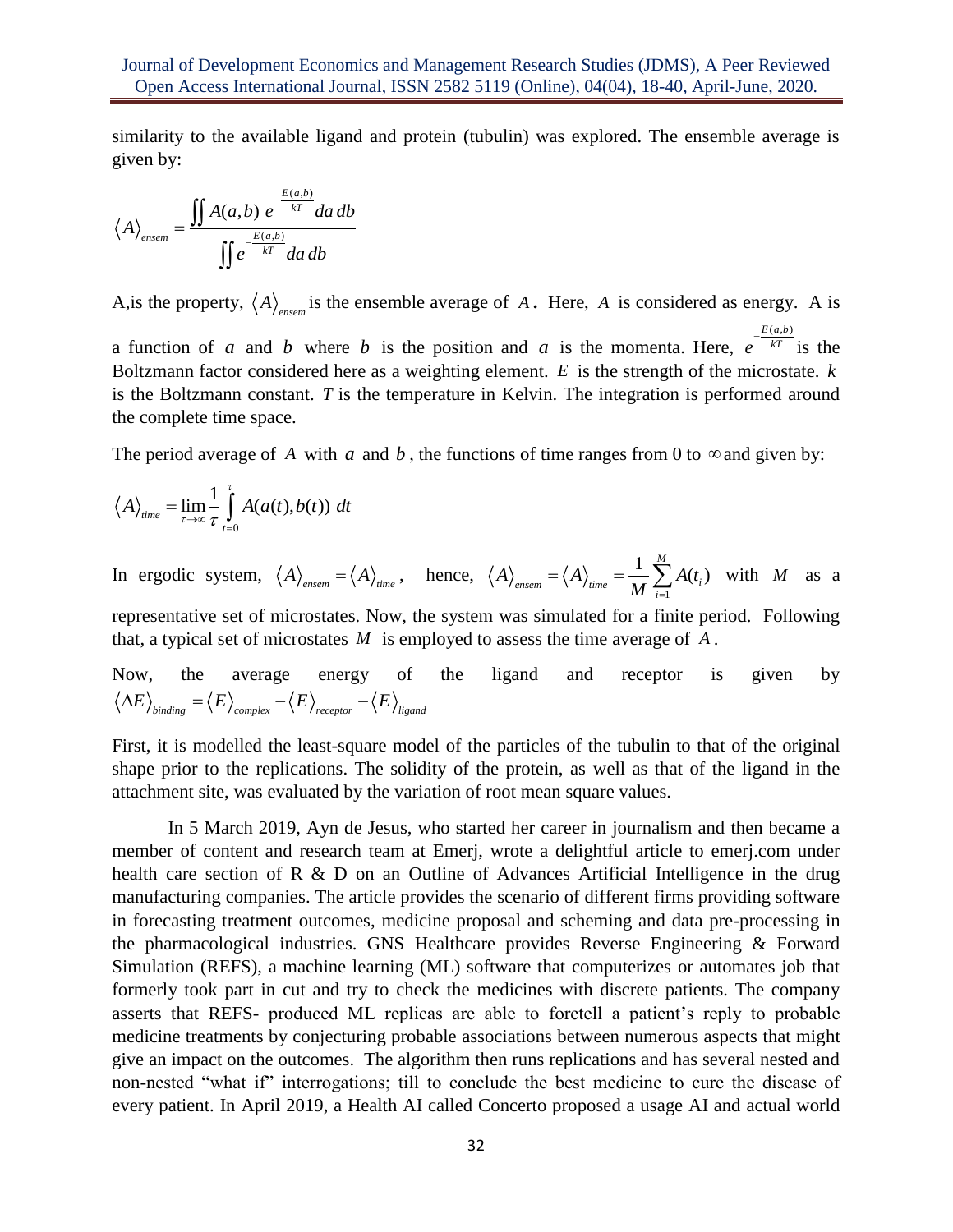similarity to the available ligand and protein (tubulin) was explored. The ensemble average is given by:

$$\langle A \rangle_{ensem} = \frac{\iint A(a,b)\, e^{-\frac{E(a,b)}{kT}}\, da\, db}{\iint e^{-\frac{E(a,b)}{kT}}\, da\, db}$$

A,is the property, $\langle A \rangle_{ensem}$ is the ensemble average of $A$. Here, $A$ is considered as energy. A is a function of $a$ and $b$ where $b$ is the position and $a$ is the momenta. Here, $e^{-\frac{E(a,b)}{kT}}$ is the Boltzmann factor considered here as a weighting element. $E$ is the strength of the microstate. $k$ is the Boltzmann constant. $T$ is the temperature in Kelvin. The integration is performed around the complete time space.

The period average of $A$ with $a$ and $b$, the functions of time ranges from 0 to $\infty$ and given by:

$$\langle A \rangle_{time} = \lim_{\tau \to \infty} \frac{1}{\tau} \int_{t=0}^{\tau} A(a(t), b(t))\, dt$$

In ergodic system, $\langle A \rangle_{ensem} = \langle A \rangle_{time}$, hence, $\langle A \rangle_{ensem} = \langle A \rangle_{time} = \frac{1}{M} \sum_{i=1}^{M} A(t_i)$ with $M$ as a representative set of microstates. Now, the system was simulated for a finite period. Following that, a typical set of microstates $M$ is employed to assess the time average of $A$.

Now, the average energy of the ligand and receptor is given by $\langle \Delta E \rangle_{binding} = \langle E \rangle_{complex} - \langle E \rangle_{receptor} - \langle E \rangle_{ligand}$

First, it is modelled the least-square model of the particles of the tubulin to that of the original shape prior to the replications. The solidity of the protein, as well as that of the ligand in the attachment site, was evaluated by the variation of root mean square values.

In 5 March 2019, Ayn de Jesus, who started her career in journalism and then became a member of content and research team at Emerj, wrote a delightful article to emerj.com under health care section of R & D on an Outline of Advances Artificial Intelligence in the drug manufacturing companies. The article provides the scenario of different firms providing software in forecasting treatment outcomes, medicine proposal and scheming and data pre-processing in the pharmacological industries. GNS Healthcare provides Reverse Engineering & Forward Simulation (REFS), a machine learning (ML) software that computerizes or automates job that formerly took part in cut and try to check the medicines with discrete patients. The company asserts that REFS- produced ML replicas are able to foretell a patient's reply to probable medicine treatments by conjecturing probable associations between numerous aspects that might give an impact on the outcomes. The algorithm then runs replications and has several nested and non-nested "what if" interrogations; till to conclude the best medicine to cure the disease of every patient. In April 2019, a Health AI called Concerto proposed a usage AI and actual world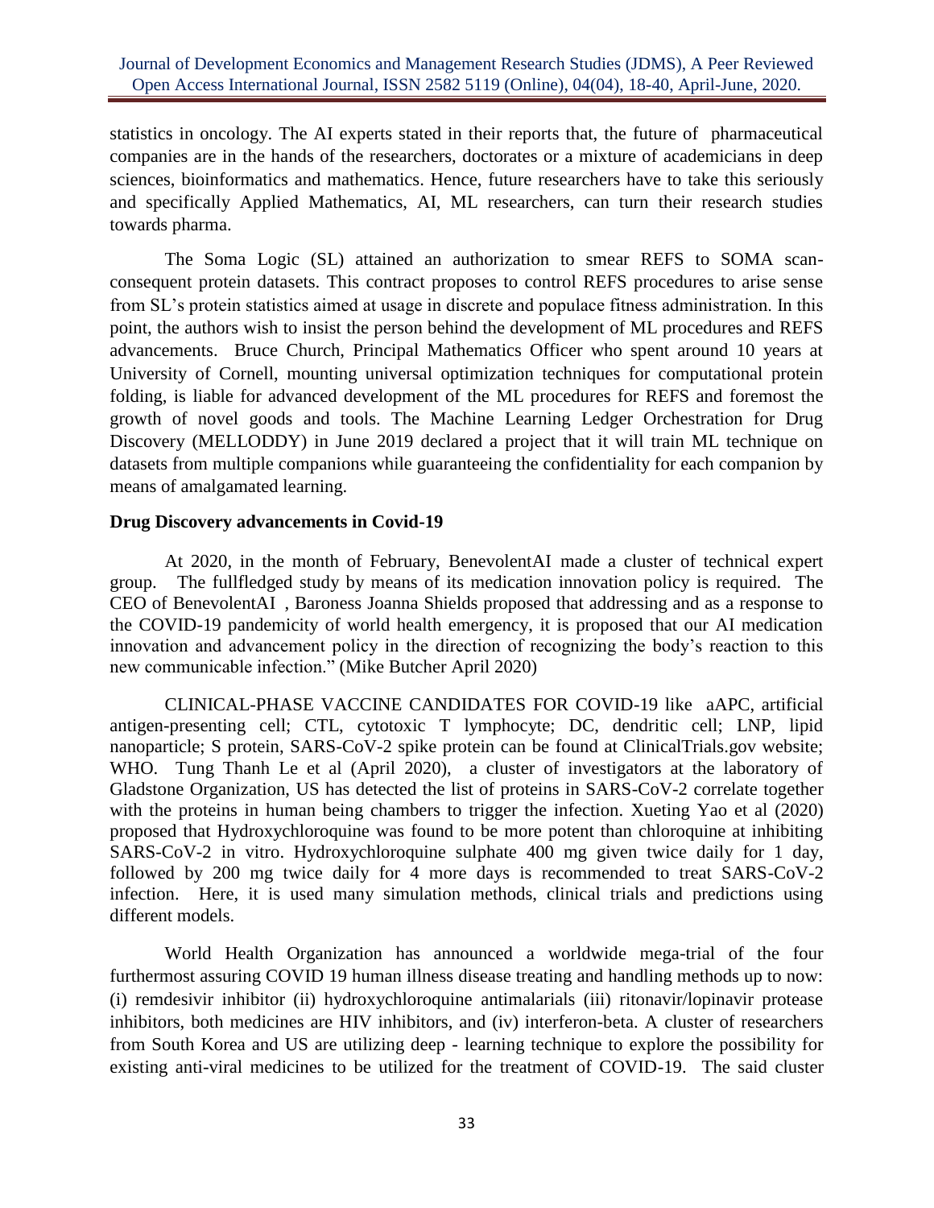statistics in oncology. The AI experts stated in their reports that, the future of pharmaceutical companies are in the hands of the researchers, doctorates or a mixture of academicians in deep sciences, bioinformatics and mathematics. Hence, future researchers have to take this seriously and specifically Applied Mathematics, AI, ML researchers, can turn their research studies towards pharma.

The Soma Logic (SL) attained an authorization to smear REFS to SOMA scan-consequent protein datasets. This contract proposes to control REFS procedures to arise sense from SL's protein statistics aimed at usage in discrete and populace fitness administration. In this point, the authors wish to insist the person behind the development of ML procedures and REFS advancements. Bruce Church, Principal Mathematics Officer who spent around 10 years at University of Cornell, mounting universal optimization techniques for computational protein folding, is liable for advanced development of the ML procedures for REFS and foremost the growth of novel goods and tools. The Machine Learning Ledger Orchestration for Drug Discovery (MELLODDY) in June 2019 declared a project that it will train ML technique on datasets from multiple companions while guaranteeing the confidentiality for each companion by means of amalgamated learning.

**Drug Discovery advancements in Covid-19**

At 2020, in the month of February, BenevolentAI made a cluster of technical expert group. The fullfledged study by means of its medication innovation policy is required. The CEO of BenevolentAI , Baroness Joanna Shields proposed that addressing and as a response to the COVID-19 pandemicity of world health emergency, it is proposed that our AI medication innovation and advancement policy in the direction of recognizing the body's reaction to this new communicable infection." (Mike Butcher April 2020)

CLINICAL-PHASE VACCINE CANDIDATES FOR COVID-19 like aAPC, artificial antigen-presenting cell; CTL, cytotoxic T lymphocyte; DC, dendritic cell; LNP, lipid nanoparticle; S protein, SARS-CoV-2 spike protein can be found at ClinicalTrials.gov website; WHO. Tung Thanh Le et al (April 2020), a cluster of investigators at the laboratory of Gladstone Organization, US has detected the list of proteins in SARS-CoV-2 correlate together with the proteins in human being chambers to trigger the infection. Xueting Yao et al (2020) proposed that Hydroxychloroquine was found to be more potent than chloroquine at inhibiting SARS-CoV-2 in vitro. Hydroxychloroquine sulphate 400 mg given twice daily for 1 day, followed by 200 mg twice daily for 4 more days is recommended to treat SARS-CoV-2 infection. Here, it is used many simulation methods, clinical trials and predictions using different models.

World Health Organization has announced a worldwide mega-trial of the four furthermost assuring COVID 19 human illness disease treating and handling methods up to now: (i) remdesivir inhibitor (ii) hydroxychloroquine antimalarials (iii) ritonavir/lopinavir protease inhibitors, both medicines are HIV inhibitors, and (iv) interferon-beta. A cluster of researchers from South Korea and US are utilizing deep - learning technique to explore the possibility for existing anti-viral medicines to be utilized for the treatment of COVID-19. The said cluster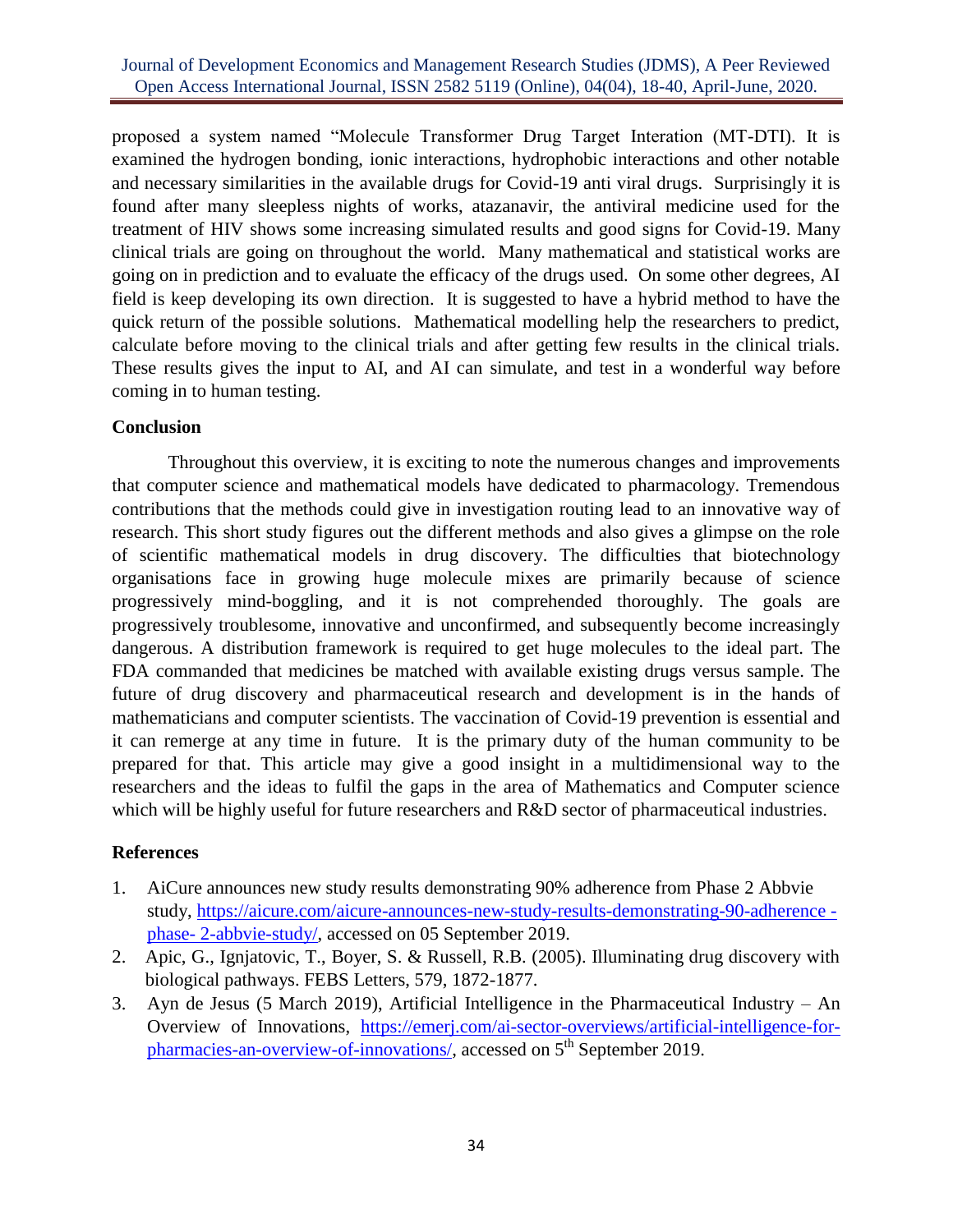proposed a system named "Molecule Transformer Drug Target Interation (MT-DTI). It is examined the hydrogen bonding, ionic interactions, hydrophobic interactions and other notable and necessary similarities in the available drugs for Covid-19 anti viral drugs. Surprisingly it is found after many sleepless nights of works, atazanavir, the antiviral medicine used for the treatment of HIV shows some increasing simulated results and good signs for Covid-19. Many clinical trials are going on throughout the world. Many mathematical and statistical works are going on in prediction and to evaluate the efficacy of the drugs used. On some other degrees, AI field is keep developing its own direction. It is suggested to have a hybrid method to have the quick return of the possible solutions. Mathematical modelling help the researchers to predict, calculate before moving to the clinical trials and after getting few results in the clinical trials. These results gives the input to AI, and AI can simulate, and test in a wonderful way before coming in to human testing.

## Conclusion

Throughout this overview, it is exciting to note the numerous changes and improvements that computer science and mathematical models have dedicated to pharmacology. Tremendous contributions that the methods could give in investigation routing lead to an innovative way of research. This short study figures out the different methods and also gives a glimpse on the role of scientific mathematical models in drug discovery. The difficulties that biotechnology organisations face in growing huge molecule mixes are primarily because of science progressively mind-boggling, and it is not comprehended thoroughly. The goals are progressively troublesome, innovative and unconfirmed, and subsequently become increasingly dangerous. A distribution framework is required to get huge molecules to the ideal part. The FDA commanded that medicines be matched with available existing drugs versus sample. The future of drug discovery and pharmaceutical research and development is in the hands of mathematicians and computer scientists. The vaccination of Covid-19 prevention is essential and it can remerge at any time in future. It is the primary duty of the human community to be prepared for that. This article may give a good insight in a multidimensional way to the researchers and the ideas to fulfil the gaps in the area of Mathematics and Computer science which will be highly useful for future researchers and R&D sector of pharmaceutical industries.

## References

1. AiCure announces new study results demonstrating 90% adherence from Phase 2 Abbvie study, https://aicure.com/aicure-announces-new-study-results-demonstrating-90-adherence -phase- 2-abbvie-study/, accessed on 05 September 2019.
2. Apic, G., Ignjatovic, T., Boyer, S. & Russell, R.B. (2005). Illuminating drug discovery with biological pathways. FEBS Letters, 579, 1872-1877.
3. Ayn de Jesus (5 March 2019), Artificial Intelligence in the Pharmaceutical Industry – An Overview of Innovations, https://emerj.com/ai-sector-overviews/artificial-intelligence-for-pharmacies-an-overview-of-innovations/, accessed on 5th September 2019.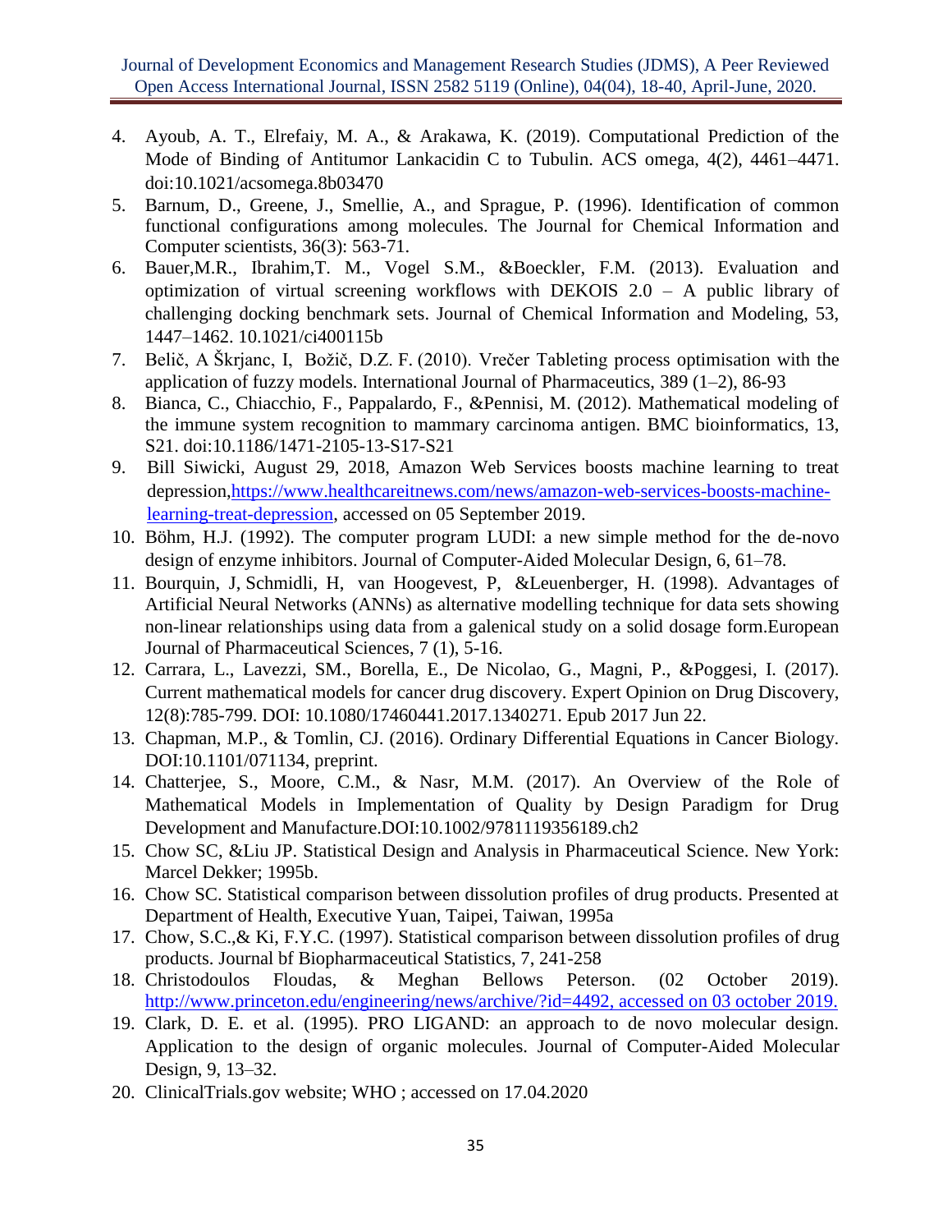4. Ayoub, A. T., Elrefaiy, M. A., & Arakawa, K. (2019). Computational Prediction of the Mode of Binding of Antitumor Lankacidin C to Tubulin. ACS omega, 4(2), 4461–4471. doi:10.1021/acsomega.8b03470
5. Barnum, D., Greene, J., Smellie, A., and Sprague, P. (1996). Identification of common functional configurations among molecules. The Journal for Chemical Information and Computer scientists, 36(3): 563-71.
6. Bauer,M.R., Ibrahim,T. M., Vogel S.M., &Boeckler, F.M. (2013). Evaluation and optimization of virtual screening workflows with DEKOIS 2.0 – A public library of challenging docking benchmark sets. Journal of Chemical Information and Modeling, 53, 1447–1462. 10.1021/ci400115b
7. Belič, A Škrjanc, I, Božič, D.Z. F. (2010). Vrečer Tableting process optimisation with the application of fuzzy models. International Journal of Pharmaceutics, 389 (1–2), 86-93
8. Bianca, C., Chiacchio, F., Pappalardo, F., &Pennisi, M. (2012). Mathematical modeling of the immune system recognition to mammary carcinoma antigen. BMC bioinformatics, 13, S21. doi:10.1186/1471-2105-13-S17-S21
9. Bill Siwicki, August 29, 2018, Amazon Web Services boosts machine learning to treat depression,https://www.healthcareitnews.com/news/amazon-web-services-boosts-machine-learning-treat-depression, accessed on 05 September 2019.
10. Böhm, H.J. (1992). The computer program LUDI: a new simple method for the de-novo design of enzyme inhibitors. Journal of Computer-Aided Molecular Design, 6, 61–78.
11. Bourquin, J, Schmidli, H, van Hoogevest, P, &Leuenberger, H. (1998). Advantages of Artificial Neural Networks (ANNs) as alternative modelling technique for data sets showing non-linear relationships using data from a galenical study on a solid dosage form.European Journal of Pharmaceutical Sciences, 7 (1), 5-16.
12. Carrara, L., Lavezzi, SM., Borella, E., De Nicolao, G., Magni, P., &Poggesi, I. (2017). Current mathematical models for cancer drug discovery. Expert Opinion on Drug Discovery, 12(8):785-799. DOI: 10.1080/17460441.2017.1340271. Epub 2017 Jun 22.
13. Chapman, M.P., & Tomlin, CJ. (2016). Ordinary Differential Equations in Cancer Biology. DOI:10.1101/071134, preprint.
14. Chatterjee, S., Moore, C.M., & Nasr, M.M. (2017). An Overview of the Role of Mathematical Models in Implementation of Quality by Design Paradigm for Drug Development and Manufacture.DOI:10.1002/9781119356189.ch2
15. Chow SC, &Liu JP. Statistical Design and Analysis in Pharmaceutical Science. New York: Marcel Dekker; 1995b.
16. Chow SC. Statistical comparison between dissolution profiles of drug products. Presented at Department of Health, Executive Yuan, Taipei, Taiwan, 1995a
17. Chow, S.C.,& Ki, F.Y.C. (1997). Statistical comparison between dissolution profiles of drug products. Journal bf Biopharmaceutical Statistics, 7, 241-258
18. Christodoulos Floudas, & Meghan Bellows Peterson. (02 October 2019). http://www.princeton.edu/engineering/news/archive/?id=4492, accessed on 03 october 2019.
19. Clark, D. E. et al. (1995). PRO LIGAND: an approach to de novo molecular design. Application to the design of organic molecules. Journal of Computer-Aided Molecular Design, 9, 13–32.
20. ClinicalTrials.gov website; WHO ; accessed on 17.04.2020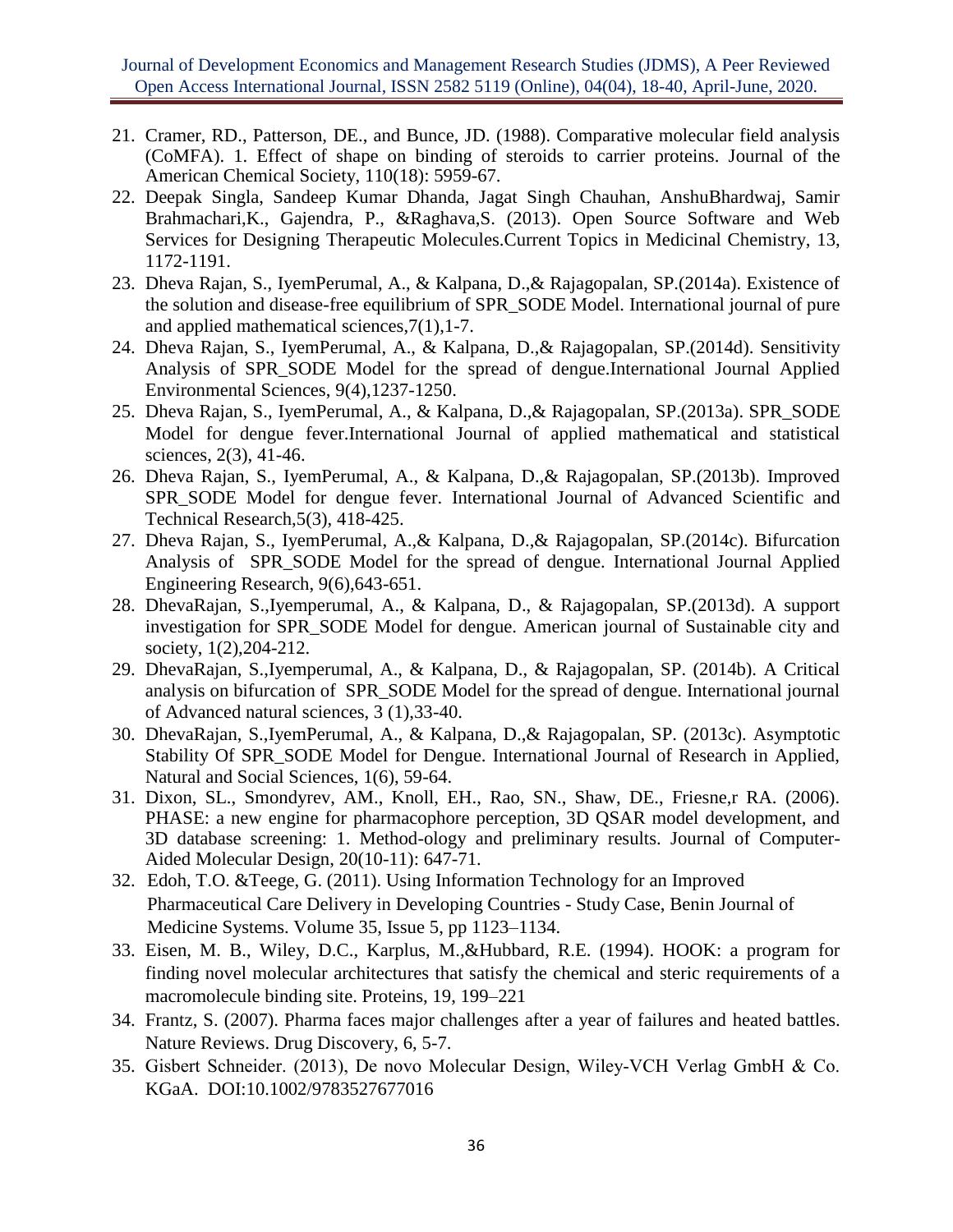21. Cramer, RD., Patterson, DE., and Bunce, JD. (1988). Comparative molecular field analysis (CoMFA). 1. Effect of shape on binding of steroids to carrier proteins. Journal of the American Chemical Society, 110(18): 5959-67.
22. Deepak Singla, Sandeep Kumar Dhanda, Jagat Singh Chauhan, AnshuBhardwaj, Samir Brahmachari,K., Gajendra, P., &Raghava,S. (2013). Open Source Software and Web Services for Designing Therapeutic Molecules.Current Topics in Medicinal Chemistry, 13, 1172-1191.
23. Dheva Rajan, S., IyemPerumal, A., & Kalpana, D.,& Rajagopalan, SP.(2014a). Existence of the solution and disease-free equilibrium of SPR_SODE Model. International journal of pure and applied mathematical sciences,7(1),1-7.
24. Dheva Rajan, S., IyemPerumal, A., & Kalpana, D.,& Rajagopalan, SP.(2014d). Sensitivity Analysis of SPR_SODE Model for the spread of dengue.International Journal Applied Environmental Sciences, 9(4),1237-1250.
25. Dheva Rajan, S., IyemPerumal, A., & Kalpana, D.,& Rajagopalan, SP.(2013a). SPR_SODE Model for dengue fever.International Journal of applied mathematical and statistical sciences, 2(3), 41-46.
26. Dheva Rajan, S., IyemPerumal, A., & Kalpana, D.,& Rajagopalan, SP.(2013b). Improved SPR_SODE Model for dengue fever. International Journal of Advanced Scientific and Technical Research,5(3), 418-425.
27. Dheva Rajan, S., IyemPerumal, A.,& Kalpana, D.,& Rajagopalan, SP.(2014c). Bifurcation Analysis of SPR_SODE Model for the spread of dengue. International Journal Applied Engineering Research, 9(6),643-651.
28. DhevaRajan, S.,Iyemperumal, A., & Kalpana, D., & Rajagopalan, SP.(2013d). A support investigation for SPR_SODE Model for dengue. American journal of Sustainable city and society, 1(2),204-212.
29. DhevaRajan, S.,Iyemperumal, A., & Kalpana, D., & Rajagopalan, SP. (2014b). A Critical analysis on bifurcation of SPR_SODE Model for the spread of dengue. International journal of Advanced natural sciences, 3 (1),33-40.
30. DhevaRajan, S.,IyemPerumal, A., & Kalpana, D.,& Rajagopalan, SP. (2013c). Asymptotic Stability Of SPR_SODE Model for Dengue. International Journal of Research in Applied, Natural and Social Sciences, 1(6), 59-64.
31. Dixon, SL., Smondyrev, AM., Knoll, EH., Rao, SN., Shaw, DE., Friesne,r RA. (2006). PHASE: a new engine for pharmacophore perception, 3D QSAR model development, and 3D database screening: 1. Method-ology and preliminary results. Journal of Computer-Aided Molecular Design, 20(10-11): 647-71.
32. Edoh, T.O. &Teege, G. (2011). Using Information Technology for an Improved Pharmaceutical Care Delivery in Developing Countries - Study Case, Benin Journal of Medicine Systems. Volume 35, Issue 5, pp 1123–1134.
33. Eisen, M. B., Wiley, D.C., Karplus, M.,&Hubbard, R.E. (1994). HOOK: a program for finding novel molecular architectures that satisfy the chemical and steric requirements of a macromolecule binding site. Proteins, 19, 199–221
34. Frantz, S. (2007). Pharma faces major challenges after a year of failures and heated battles. Nature Reviews. Drug Discovery, 6, 5-7.
35. Gisbert Schneider. (2013), De novo Molecular Design, Wiley-VCH Verlag GmbH & Co. KGaA. DOI:10.1002/9783527677016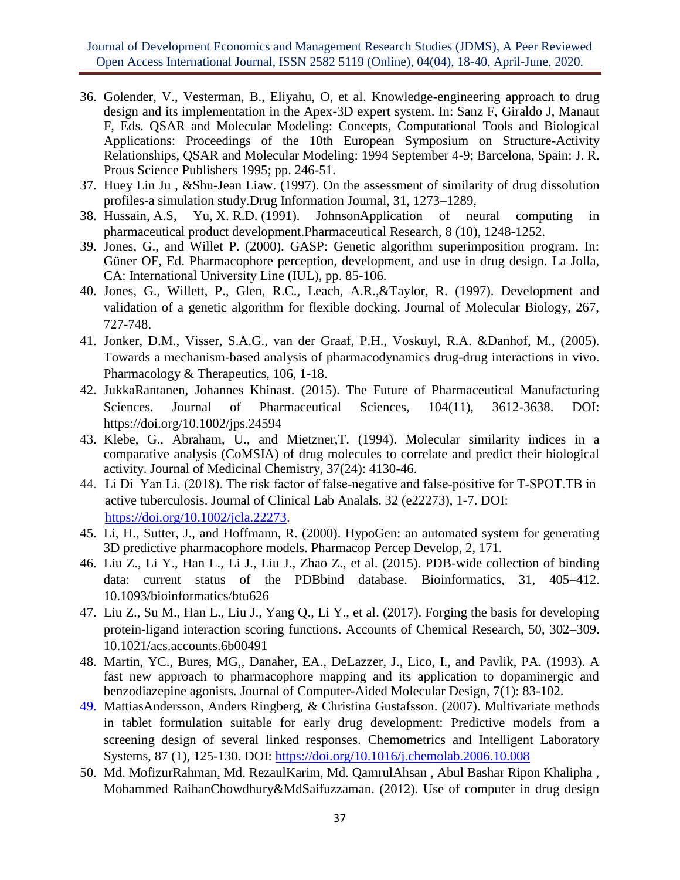36. Golender, V., Vesterman, B., Eliyahu, O, et al. Knowledge-engineering approach to drug design and its implementation in the Apex-3D expert system. In: Sanz F, Giraldo J, Manaut F, Eds. QSAR and Molecular Modeling: Concepts, Computational Tools and Biological Applications: Proceedings of the 10th European Symposium on Structure-Activity Relationships, QSAR and Molecular Modeling: 1994 September 4-9; Barcelona, Spain: J. R. Prous Science Publishers 1995; pp. 246-51.
37. Huey Lin Ju , &Shu-Jean Liaw. (1997). On the assessment of similarity of drug dissolution profiles-a simulation study.Drug Information Journal, 31, 1273–1289,
38. Hussain, A.S, Yu, X. R.D. (1991). JohnsonApplication of neural computing in pharmaceutical product development.Pharmaceutical Research, 8 (10), 1248-1252.
39. Jones, G., and Willet P. (2000). GASP: Genetic algorithm superimposition program. In: Güner OF, Ed. Pharmacophore perception, development, and use in drug design. La Jolla, CA: International University Line (IUL), pp. 85-106.
40. Jones, G., Willett, P., Glen, R.C., Leach, A.R.,&Taylor, R. (1997). Development and validation of a genetic algorithm for flexible docking. Journal of Molecular Biology, 267, 727-748.
41. Jonker, D.M., Visser, S.A.G., van der Graaf, P.H., Voskuyl, R.A. &Danhof, M., (2005). Towards a mechanism-based analysis of pharmacodynamics drug-drug interactions in vivo. Pharmacology & Therapeutics, 106, 1-18.
42. JukkaRantanen, Johannes Khinast. (2015). The Future of Pharmaceutical Manufacturing Sciences. Journal of Pharmaceutical Sciences, 104(11), 3612-3638. DOI: https://doi.org/10.1002/jps.24594
43. Klebe, G., Abraham, U., and Mietzner,T. (1994). Molecular similarity indices in a comparative analysis (CoMSIA) of drug molecules to correlate and predict their biological activity. Journal of Medicinal Chemistry, 37(24): 4130-46.
44. Li Di Yan Li. (2018). The risk factor of false-negative and false-positive for T-SPOT.TB in active tuberculosis. Journal of Clinical Lab Analals. 32 (e22273), 1-7. DOI: https://doi.org/10.1002/jcla.22273.
45. Li, H., Sutter, J., and Hoffmann, R. (2000). HypoGen: an automated system for generating 3D predictive pharmacophore models. Pharmacop Percep Develop, 2, 171.
46. Liu Z., Li Y., Han L., Li J., Liu J., Zhao Z., et al. (2015). PDB-wide collection of binding data: current status of the PDBbind database. Bioinformatics, 31, 405–412. 10.1093/bioinformatics/btu626
47. Liu Z., Su M., Han L., Liu J., Yang Q., Li Y., et al. (2017). Forging the basis for developing protein-ligand interaction scoring functions. Accounts of Chemical Research, 50, 302–309. 10.1021/acs.accounts.6b00491
48. Martin, YC., Bures, MG,, Danaher, EA., DeLazzer, J., Lico, I., and Pavlik, PA. (1993). A fast new approach to pharmacophore mapping and its application to dopaminergic and benzodiazepine agonists. Journal of Computer-Aided Molecular Design, 7(1): 83-102.
49. MattiasAndersson, Anders Ringberg, & Christina Gustafsson. (2007). Multivariate methods in tablet formulation suitable for early drug development: Predictive models from a screening design of several linked responses. Chemometrics and Intelligent Laboratory Systems, 87 (1), 125-130. DOI: https://doi.org/10.1016/j.chemolab.2006.10.008
50. Md. MofizurRahman, Md. RezaulKarim, Md. QamrulAhsan , Abul Bashar Ripon Khalipha , Mohammed RaihanChowdhury&MdSaifuzzaman. (2012). Use of computer in drug design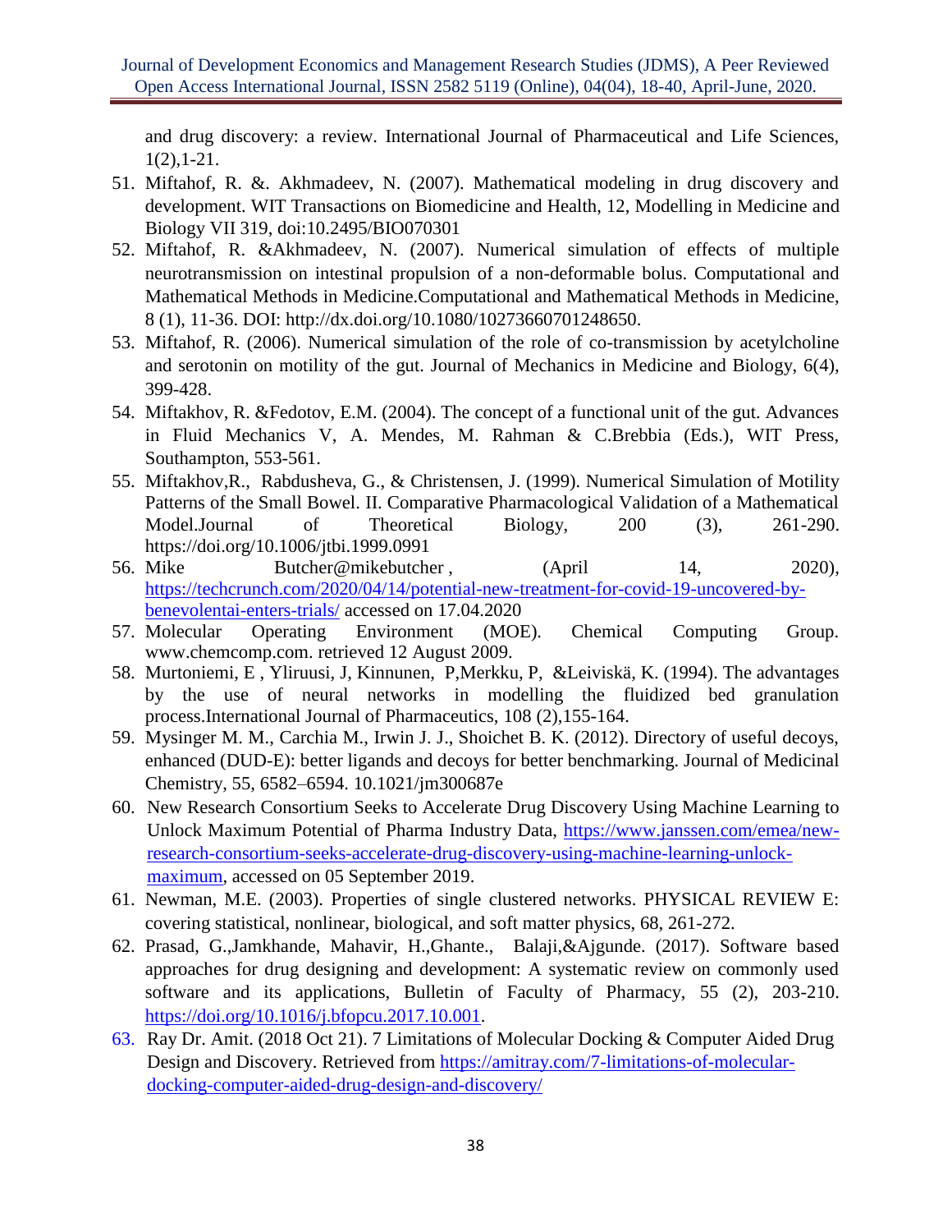and drug discovery: a review. International Journal of Pharmaceutical and Life Sciences, 1(2),1-21.

51. Miftahof, R. &. Akhmadeev, N. (2007). Mathematical modeling in drug discovery and development. WIT Transactions on Biomedicine and Health, 12, Modelling in Medicine and Biology VII 319, doi:10.2495/BIO070301
52. Miftahof, R. &Akhmadeev, N. (2007). Numerical simulation of effects of multiple neurotransmission on intestinal propulsion of a non-deformable bolus. Computational and Mathematical Methods in Medicine.Computational and Mathematical Methods in Medicine, 8 (1), 11-36. DOI: http://dx.doi.org/10.1080/10273660701248650.
53. Miftahof, R. (2006). Numerical simulation of the role of co-transmission by acetylcholine and serotonin on motility of the gut. Journal of Mechanics in Medicine and Biology, 6(4), 399-428.
54. Miftakhov, R. &Fedotov, E.M. (2004). The concept of a functional unit of the gut. Advances in Fluid Mechanics V, A. Mendes, M. Rahman & C.Brebbia (Eds.), WIT Press, Southampton, 553-561.
55. Miftakhov,R., Rabdusheva, G., & Christensen, J. (1999). Numerical Simulation of Motility Patterns of the Small Bowel. II. Comparative Pharmacological Validation of a Mathematical Model.Journal of Theoretical Biology, 200 (3), 261-290. https://doi.org/10.1006/jtbi.1999.0991
56. Mike Butcher@mikebutcher , (April 14, 2020), https://techcrunch.com/2020/04/14/potential-new-treatment-for-covid-19-uncovered-by-benevolentai-enters-trials/ accessed on 17.04.2020
57. Molecular Operating Environment (MOE). Chemical Computing Group. www.chemcomp.com. retrieved 12 August 2009.
58. Murtoniemi, E , Yliruusi, J, Kinnunen, P,Merkku, P, &Leiviskä, K. (1994). The advantages by the use of neural networks in modelling the fluidized bed granulation process.International Journal of Pharmaceutics, 108 (2),155-164.
59. Mysinger M. M., Carchia M., Irwin J. J., Shoichet B. K. (2012). Directory of useful decoys, enhanced (DUD-E): better ligands and decoys for better benchmarking. Journal of Medicinal Chemistry, 55, 6582–6594. 10.1021/jm300687e
60. New Research Consortium Seeks to Accelerate Drug Discovery Using Machine Learning to Unlock Maximum Potential of Pharma Industry Data, https://www.janssen.com/emea/new-research-consortium-seeks-accelerate-drug-discovery-using-machine-learning-unlock-maximum, accessed on 05 September 2019.
61. Newman, M.E. (2003). Properties of single clustered networks. PHYSICAL REVIEW E: covering statistical, nonlinear, biological, and soft matter physics, 68, 261-272.
62. Prasad, G.,Jamkhande, Mahavir, H.,Ghante., Balaji,&Ajgunde. (2017). Software based approaches for drug designing and development: A systematic review on commonly used software and its applications, Bulletin of Faculty of Pharmacy, 55 (2), 203-210. https://doi.org/10.1016/j.bfopcu.2017.10.001.
63. Ray Dr. Amit. (2018 Oct 21). 7 Limitations of Molecular Docking & Computer Aided Drug Design and Discovery. Retrieved from https://amitray.com/7-limitations-of-molecular-docking-computer-aided-drug-design-and-discovery/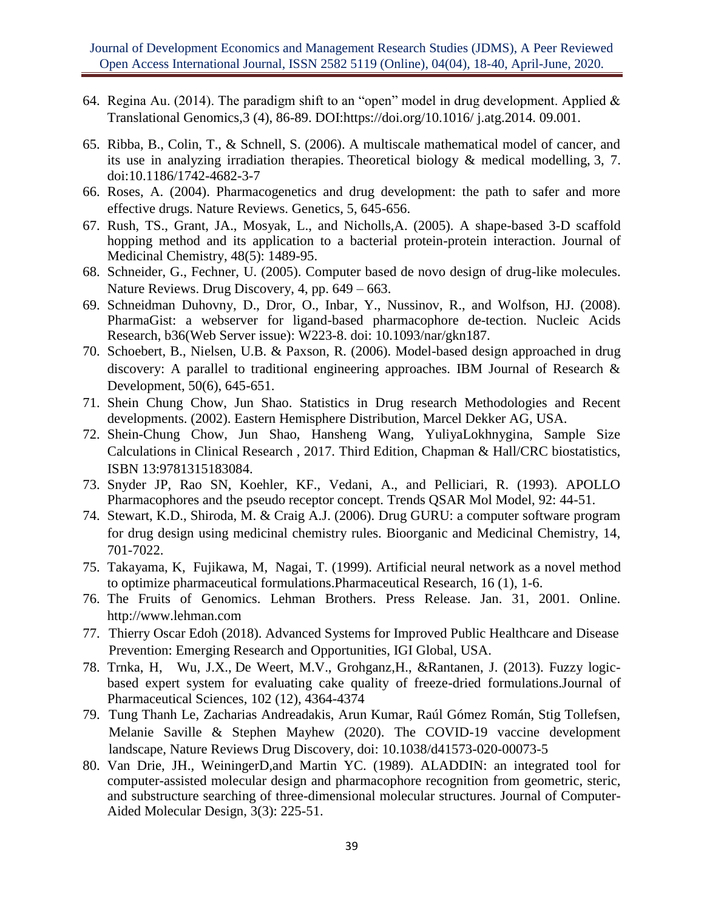64. Regina Au. (2014). The paradigm shift to an "open" model in drug development. Applied & Translational Genomics,3 (4), 86-89. DOI:https://doi.org/10.1016/ j.atg.2014. 09.001.
65. Ribba, B., Colin, T., & Schnell, S. (2006). A multiscale mathematical model of cancer, and its use in analyzing irradiation therapies. Theoretical biology & medical modelling, 3, 7. doi:10.1186/1742-4682-3-7
66. Roses, A. (2004). Pharmacogenetics and drug development: the path to safer and more effective drugs. Nature Reviews. Genetics, 5, 645-656.
67. Rush, TS., Grant, JA., Mosyak, L., and Nicholls,A. (2005). A shape-based 3-D scaffold hopping method and its application to a bacterial protein-protein interaction. Journal of Medicinal Chemistry, 48(5): 1489-95.
68. Schneider, G., Fechner, U. (2005). Computer based de novo design of drug-like molecules. Nature Reviews. Drug Discovery, 4, pp. 649 – 663.
69. Schneidman Duhovny, D., Dror, O., Inbar, Y., Nussinov, R., and Wolfson, HJ. (2008). PharmaGist: a webserver for ligand-based pharmacophore de-tection. Nucleic Acids Research, b36(Web Server issue): W223-8. doi: 10.1093/nar/gkn187.
70. Schoebert, B., Nielsen, U.B. & Paxson, R. (2006). Model-based design approached in drug discovery: A parallel to traditional engineering approaches. IBM Journal of Research & Development, 50(6), 645-651.
71. Shein Chung Chow, Jun Shao. Statistics in Drug research Methodologies and Recent developments. (2002). Eastern Hemisphere Distribution, Marcel Dekker AG, USA.
72. Shein-Chung Chow, Jun Shao, Hansheng Wang, YuliyaLokhnygina, Sample Size Calculations in Clinical Research , 2017. Third Edition, Chapman & Hall/CRC biostatistics, ISBN 13:9781315183084.
73. Snyder JP, Rao SN, Koehler, KF., Vedani, A., and Pelliciari, R. (1993). APOLLO Pharmacophores and the pseudo receptor concept. Trends QSAR Mol Model, 92: 44-51.
74. Stewart, K.D., Shiroda, M. & Craig A.J. (2006). Drug GURU: a computer software program for drug design using medicinal chemistry rules. Bioorganic and Medicinal Chemistry, 14, 701-7022.
75. Takayama, K, Fujikawa, M, Nagai, T. (1999). Artificial neural network as a novel method to optimize pharmaceutical formulations.Pharmaceutical Research, 16 (1), 1-6.
76. The Fruits of Genomics. Lehman Brothers. Press Release. Jan. 31, 2001. Online. http://www.lehman.com
77. Thierry Oscar Edoh (2018). Advanced Systems for Improved Public Healthcare and Disease Prevention: Emerging Research and Opportunities, IGI Global, USA.
78. Trnka, H, Wu, J.X., De Weert, M.V., Grohganz,H., &Rantanen, J. (2013). Fuzzy logic-based expert system for evaluating cake quality of freeze-dried formulations.Journal of Pharmaceutical Sciences, 102 (12), 4364-4374
79. Tung Thanh Le, Zacharias Andreadakis, Arun Kumar, Raúl Gómez Román, Stig Tollefsen, Melanie Saville & Stephen Mayhew (2020). The COVID-19 vaccine development landscape, Nature Reviews Drug Discovery, doi: 10.1038/d41573-020-00073-5
80. Van Drie, JH., WeiningerD,and Martin YC. (1989). ALADDIN: an integrated tool for computer-assisted molecular design and pharmacophore recognition from geometric, steric, and substructure searching of three-dimensional molecular structures. Journal of Computer-Aided Molecular Design, 3(3): 225-51.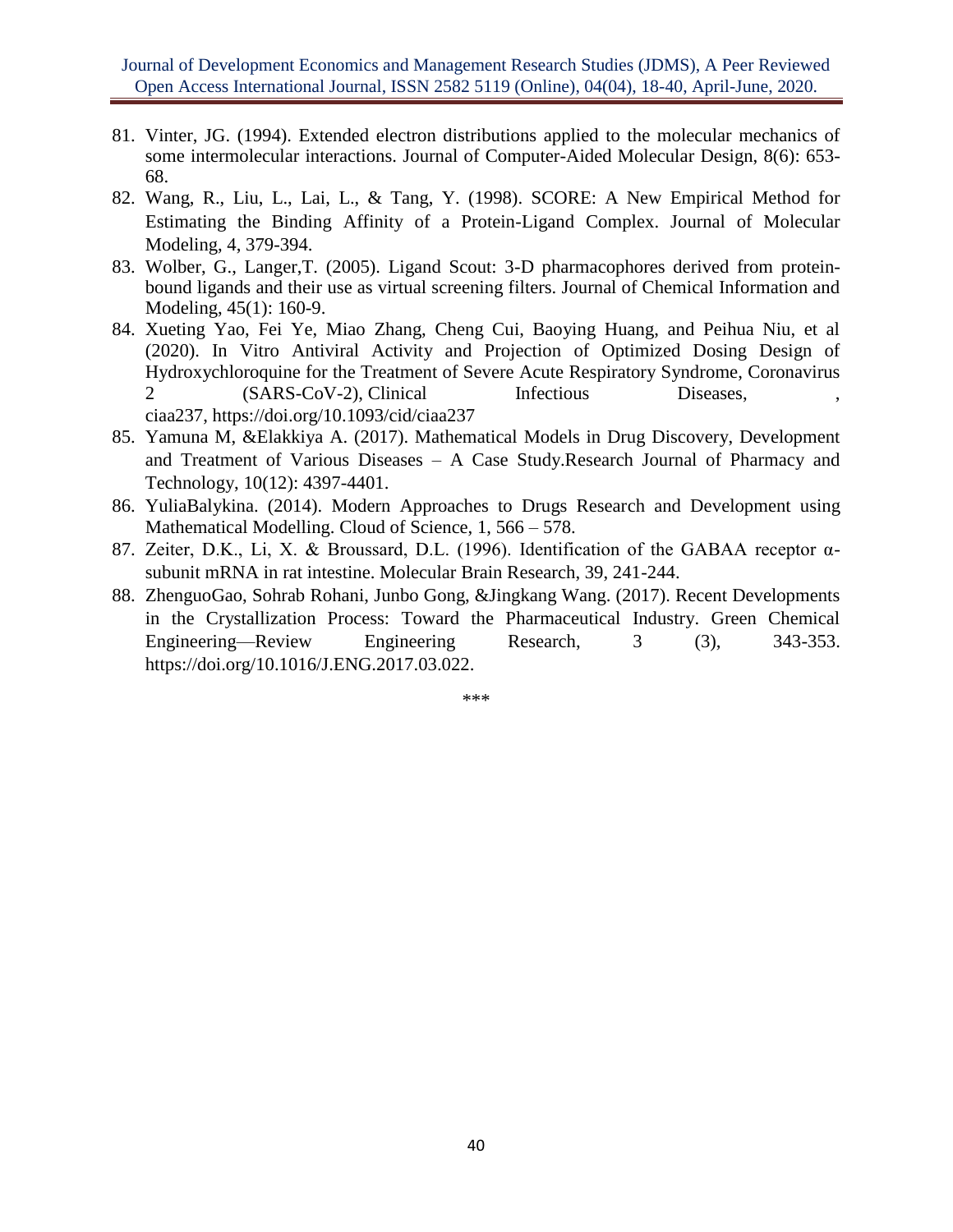81. Vinter, JG. (1994). Extended electron distributions applied to the molecular mechanics of some intermolecular interactions. Journal of Computer-Aided Molecular Design, 8(6): 653-68.
82. Wang, R., Liu, L., Lai, L., & Tang, Y. (1998). SCORE: A New Empirical Method for Estimating the Binding Affinity of a Protein-Ligand Complex. Journal of Molecular Modeling, 4, 379-394.
83. Wolber, G., Langer,T. (2005). Ligand Scout: 3-D pharmacophores derived from protein-bound ligands and their use as virtual screening filters. Journal of Chemical Information and Modeling, 45(1): 160-9.
84. Xueting Yao, Fei Ye, Miao Zhang, Cheng Cui, Baoying Huang, and Peihua Niu, et al (2020). In Vitro Antiviral Activity and Projection of Optimized Dosing Design of Hydroxychloroquine for the Treatment of Severe Acute Respiratory Syndrome, Coronavirus 2 (SARS-CoV-2), Clinical Infectious Diseases, , ciaa237, https://doi.org/10.1093/cid/ciaa237
85. Yamuna M, &Elakkiya A. (2017). Mathematical Models in Drug Discovery, Development and Treatment of Various Diseases – A Case Study.Research Journal of Pharmacy and Technology, 10(12): 4397-4401.
86. YuliaBalykina. (2014). Modern Approaches to Drugs Research and Development using Mathematical Modelling. Cloud of Science, 1, 566 – 578.
87. Zeiter, D.K., Li, X. & Broussard, D.L. (1996). Identification of the GABAA receptor α-subunit mRNA in rat intestine. Molecular Brain Research, 39, 241-244.
88. ZhenguoGao, Sohrab Rohani, Junbo Gong, &Jingkang Wang. (2017). Recent Developments in the Crystallization Process: Toward the Pharmaceutical Industry. Green Chemical Engineering—Review Engineering Research, 3 (3), 343-353. https://doi.org/10.1016/J.ENG.2017.03.022.

***